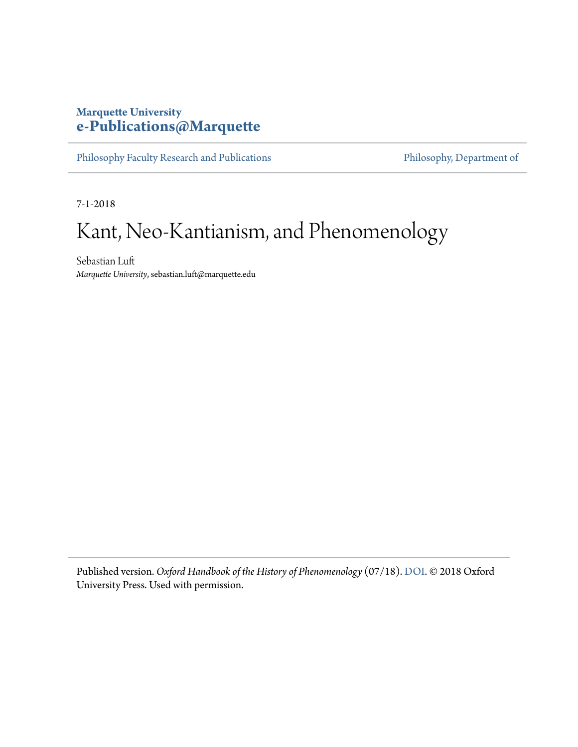Marquette University
**e-Publications@Marquette**

Philosophy Faculty Research and Publications | Philosophy, Department of

7-1-2018

# Kant, Neo-Kantianism, and Phenomenology

Sebastian Luft
*Marquette University*, sebastian.luft@marquette.edu

Published version. *Oxford Handbook of the History of Phenomenology* (07/18). DOI. © 2018 Oxford University Press. Used with permission.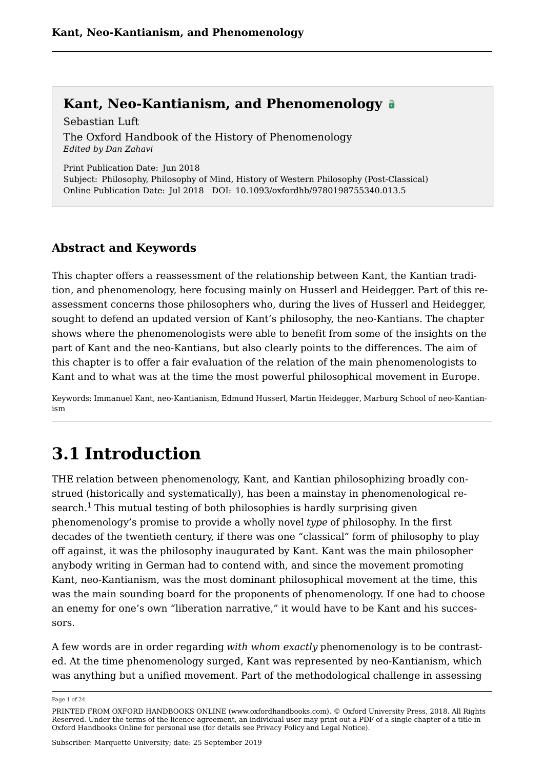# Kant, Neo-Kantianism, and Phenomenology

Sebastian Luft

The Oxford Handbook of the History of Phenomenology
*Edited by Dan Zahavi*

Print Publication Date: Jun 2018
Subject: Philosophy, Philosophy of Mind, History of Western Philosophy (Post-Classical)
Online Publication Date: Jul 2018 DOI: 10.1093/oxfordhb/9780198755340.013.5

## Abstract and Keywords

This chapter offers a reassessment of the relationship between Kant, the Kantian tradition, and phenomenology, here focusing mainly on Husserl and Heidegger. Part of this reassessment concerns those philosophers who, during the lives of Husserl and Heidegger, sought to defend an updated version of Kant's philosophy, the neo-Kantians. The chapter shows where the phenomenologists were able to benefit from some of the insights on the part of Kant and the neo-Kantians, but also clearly points to the differences. The aim of this chapter is to offer a fair evaluation of the relation of the main phenomenologists to Kant and to what was at the time the most powerful philosophical movement in Europe.

Keywords: Immanuel Kant, neo-Kantianism, Edmund Husserl, Martin Heidegger, Marburg School of neo-Kantianism

# 3.1 Introduction

THE relation between phenomenology, Kant, and Kantian philosophizing broadly construed (historically and systematically), has been a mainstay in phenomenological research.[1] This mutual testing of both philosophies is hardly surprising given phenomenology's promise to provide a wholly novel *type* of philosophy. In the first decades of the twentieth century, if there was one "classical" form of philosophy to play off against, it was the philosophy inaugurated by Kant. Kant was the main philosopher anybody writing in German had to contend with, and since the movement promoting Kant, neo-Kantianism, was the most dominant philosophical movement at the time, this was the main sounding board for the proponents of phenomenology. If one had to choose an enemy for one's own "liberation narrative," it would have to be Kant and his successors.

A few words are in order regarding *with whom exactly* phenomenology is to be contrasted. At the time phenomenology surged, Kant was represented by neo-Kantianism, which was anything but a unified movement. Part of the methodological challenge in assessing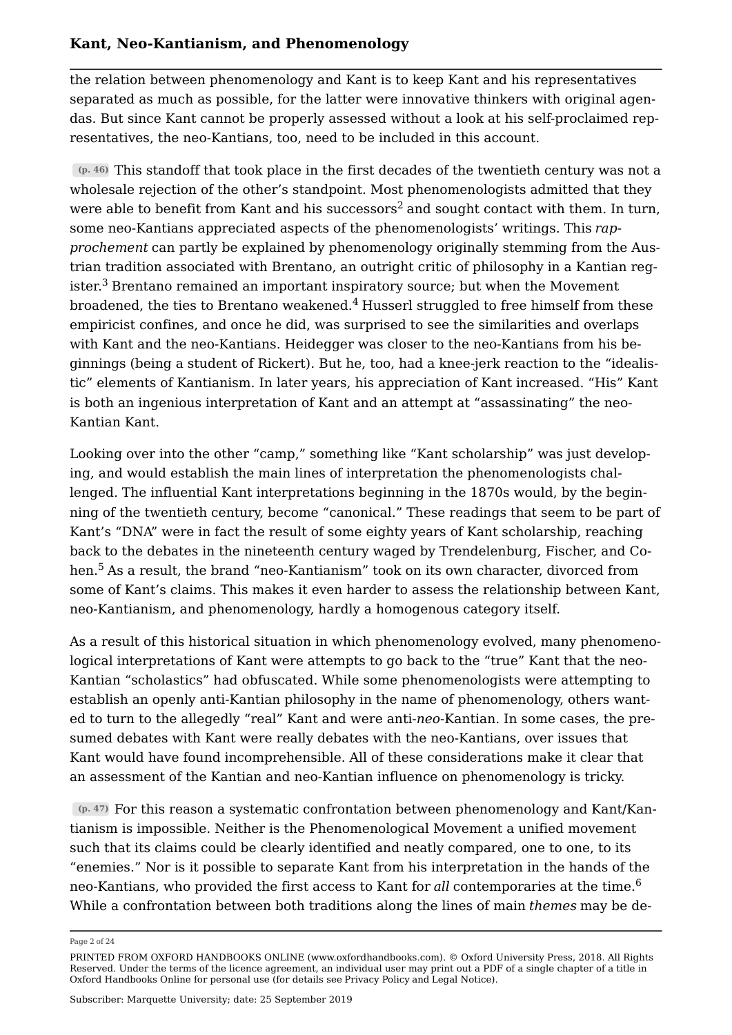the relation between phenomenology and Kant is to keep Kant and his representatives separated as much as possible, for the latter were innovative thinkers with original agendas. But since Kant cannot be properly assessed without a look at his self-proclaimed representatives, the neo-Kantians, too, need to be included in this account.

(p. 46) This standoff that took place in the first decades of the twentieth century was not a wholesale rejection of the other's standpoint. Most phenomenologists admitted that they were able to benefit from Kant and his successors[2] and sought contact with them. In turn, some neo-Kantians appreciated aspects of the phenomenologists' writings. This *rapprochement* can partly be explained by phenomenology originally stemming from the Austrian tradition associated with Brentano, an outright critic of philosophy in a Kantian register.[3] Brentano remained an important inspiratory source; but when the Movement broadened, the ties to Brentano weakened.[4] Husserl struggled to free himself from these empiricist confines, and once he did, was surprised to see the similarities and overlaps with Kant and the neo-Kantians. Heidegger was closer to the neo-Kantians from his beginnings (being a student of Rickert). But he, too, had a knee-jerk reaction to the "idealistic" elements of Kantianism. In later years, his appreciation of Kant increased. "His" Kant is both an ingenious interpretation of Kant and an attempt at "assassinating" the neo-Kantian Kant.

Looking over into the other "camp," something like "Kant scholarship" was just developing, and would establish the main lines of interpretation the phenomenologists challenged. The influential Kant interpretations beginning in the 1870s would, by the beginning of the twentieth century, become "canonical." These readings that seem to be part of Kant's "DNA" were in fact the result of some eighty years of Kant scholarship, reaching back to the debates in the nineteenth century waged by Trendelenburg, Fischer, and Cohen.[5] As a result, the brand "neo-Kantianism" took on its own character, divorced from some of Kant's claims. This makes it even harder to assess the relationship between Kant, neo-Kantianism, and phenomenology, hardly a homogenous category itself.

As a result of this historical situation in which phenomenology evolved, many phenomenological interpretations of Kant were attempts to go back to the "true" Kant that the neo-Kantian "scholastics" had obfuscated. While some phenomenologists were attempting to establish an openly anti-Kantian philosophy in the name of phenomenology, others wanted to turn to the allegedly "real" Kant and were anti-*neo*-Kantian. In some cases, the presumed debates with Kant were really debates with the neo-Kantians, over issues that Kant would have found incomprehensible. All of these considerations make it clear that an assessment of the Kantian and neo-Kantian influence on phenomenology is tricky.

(p. 47) For this reason a systematic confrontation between phenomenology and Kant/Kantianism is impossible. Neither is the Phenomenological Movement a unified movement such that its claims could be clearly identified and neatly compared, one to one, to its "enemies." Nor is it possible to separate Kant from his interpretation in the hands of the neo-Kantians, who provided the first access to Kant for *all* contemporaries at the time.[6] While a confrontation between both traditions along the lines of main *themes* may be de-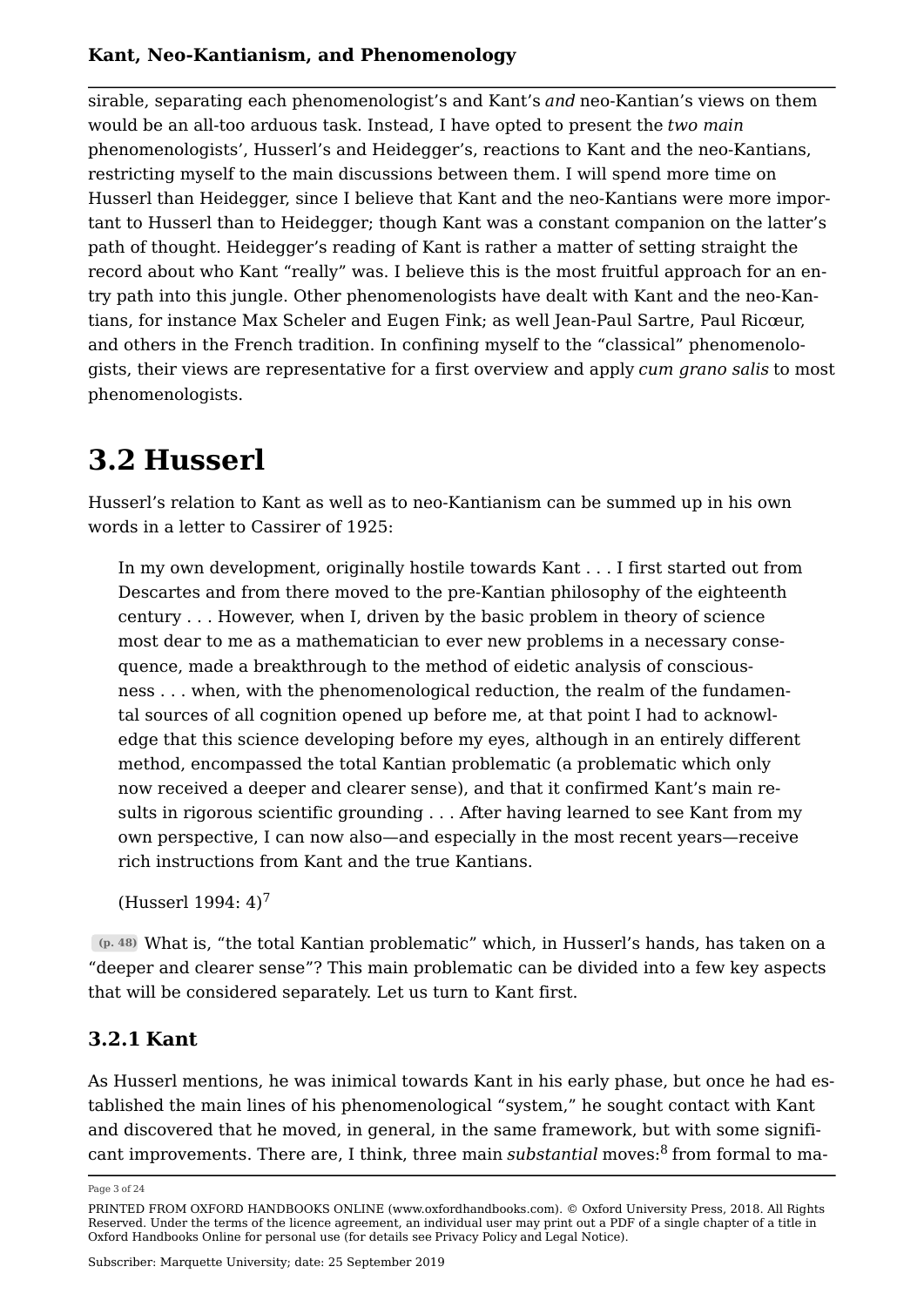sirable, separating each phenomenologist's and Kant's *and* neo-Kantian's views on them would be an all-too arduous task. Instead, I have opted to present the *two main* phenomenologists', Husserl's and Heidegger's, reactions to Kant and the neo-Kantians, restricting myself to the main discussions between them. I will spend more time on Husserl than Heidegger, since I believe that Kant and the neo-Kantians were more important to Husserl than to Heidegger; though Kant was a constant companion on the latter's path of thought. Heidegger's reading of Kant is rather a matter of setting straight the record about who Kant "really" was. I believe this is the most fruitful approach for an entry path into this jungle. Other phenomenologists have dealt with Kant and the neo-Kantians, for instance Max Scheler and Eugen Fink; as well Jean-Paul Sartre, Paul Ricœur, and others in the French tradition. In confining myself to the "classical" phenomenologists, their views are representative for a first overview and apply *cum grano salis* to most phenomenologists.

## 3.2 Husserl

Husserl's relation to Kant as well as to neo-Kantianism can be summed up in his own words in a letter to Cassirer of 1925:

> In my own development, originally hostile towards Kant . . . I first started out from Descartes and from there moved to the pre-Kantian philosophy of the eighteenth century . . . However, when I, driven by the basic problem in theory of science most dear to me as a mathematician to ever new problems in a necessary consequence, made a breakthrough to the method of eidetic analysis of consciousness . . . when, with the phenomenological reduction, the realm of the fundamental sources of all cognition opened up before me, at that point I had to acknowledge that this science developing before my eyes, although in an entirely different method, encompassed the total Kantian problematic (a problematic which only now received a deeper and clearer sense), and that it confirmed Kant's main results in rigorous scientific grounding . . . After having learned to see Kant from my own perspective, I can now also—and especially in the most recent years—receive rich instructions from Kant and the true Kantians.
>
> (Husserl 1994: 4)[7]

(p. 48) What is, "the total Kantian problematic" which, in Husserl's hands, has taken on a "deeper and clearer sense"? This main problematic can be divided into a few key aspects that will be considered separately. Let us turn to Kant first.

### 3.2.1 Kant

As Husserl mentions, he was inimical towards Kant in his early phase, but once he had established the main lines of his phenomenological "system," he sought contact with Kant and discovered that he moved, in general, in the same framework, but with some significant improvements. There are, I think, three main *substantial* moves:[8] from formal to ma-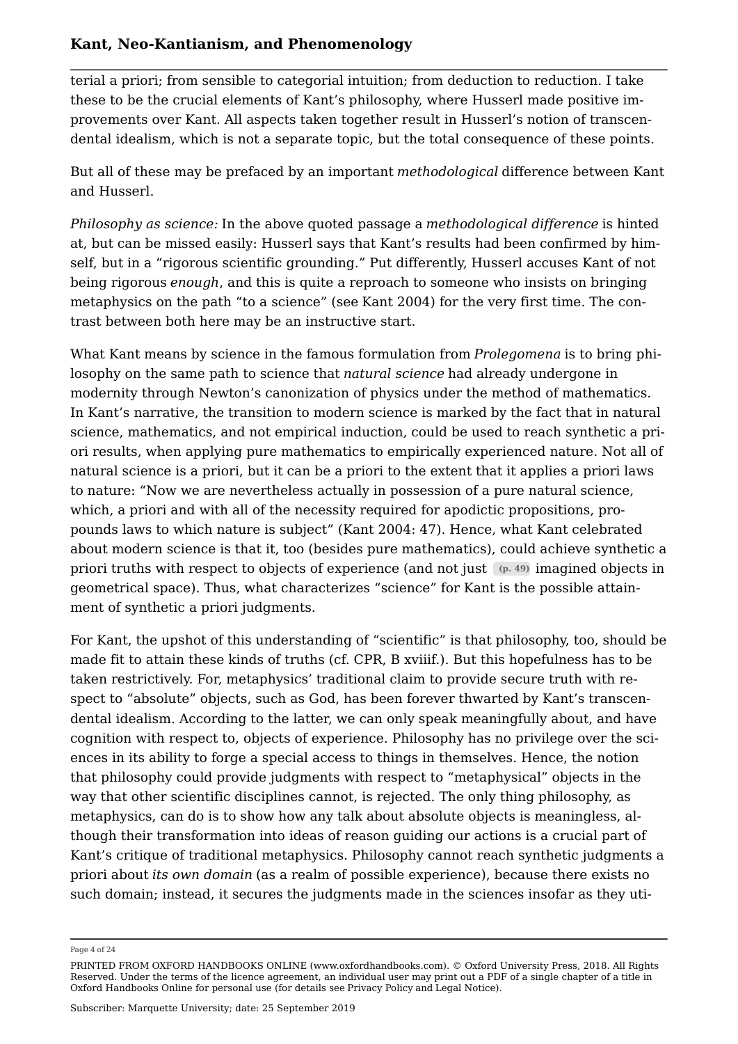terial a priori; from sensible to categorial intuition; from deduction to reduction. I take these to be the crucial elements of Kant's philosophy, where Husserl made positive improvements over Kant. All aspects taken together result in Husserl's notion of transcendental idealism, which is not a separate topic, but the total consequence of these points.

But all of these may be prefaced by an important *methodological* difference between Kant and Husserl.

*Philosophy as science:* In the above quoted passage a *methodological difference* is hinted at, but can be missed easily: Husserl says that Kant's results had been confirmed by himself, but in a "rigorous scientific grounding." Put differently, Husserl accuses Kant of not being rigorous *enough*, and this is quite a reproach to someone who insists on bringing metaphysics on the path "to a science" (see Kant 2004) for the very first time. The contrast between both here may be an instructive start.

What Kant means by science in the famous formulation from *Prolegomena* is to bring philosophy on the same path to science that *natural science* had already undergone in modernity through Newton's canonization of physics under the method of mathematics. In Kant's narrative, the transition to modern science is marked by the fact that in natural science, mathematics, and not empirical induction, could be used to reach synthetic a priori results, when applying pure mathematics to empirically experienced nature. Not all of natural science is a priori, but it can be a priori to the extent that it applies a priori laws to nature: "Now we are nevertheless actually in possession of a pure natural science, which, a priori and with all of the necessity required for apodictic propositions, propounds laws to which nature is subject" (Kant 2004: 47). Hence, what Kant celebrated about modern science is that it, too (besides pure mathematics), could achieve synthetic a priori truths with respect to objects of experience (and not just (p. 49) imagined objects in geometrical space). Thus, what characterizes "science" for Kant is the possible attainment of synthetic a priori judgments.

For Kant, the upshot of this understanding of "scientific" is that philosophy, too, should be made fit to attain these kinds of truths (cf. CPR, B xviiif.). But this hopefulness has to be taken restrictively. For, metaphysics' traditional claim to provide secure truth with respect to "absolute" objects, such as God, has been forever thwarted by Kant's transcendental idealism. According to the latter, we can only speak meaningfully about, and have cognition with respect to, objects of experience. Philosophy has no privilege over the sciences in its ability to forge a special access to things in themselves. Hence, the notion that philosophy could provide judgments with respect to "metaphysical" objects in the way that other scientific disciplines cannot, is rejected. The only thing philosophy, as metaphysics, can do is to show how any talk about absolute objects is meaningless, although their transformation into ideas of reason guiding our actions is a crucial part of Kant's critique of traditional metaphysics. Philosophy cannot reach synthetic judgments a priori about *its own domain* (as a realm of possible experience), because there exists no such domain; instead, it secures the judgments made in the sciences insofar as they uti-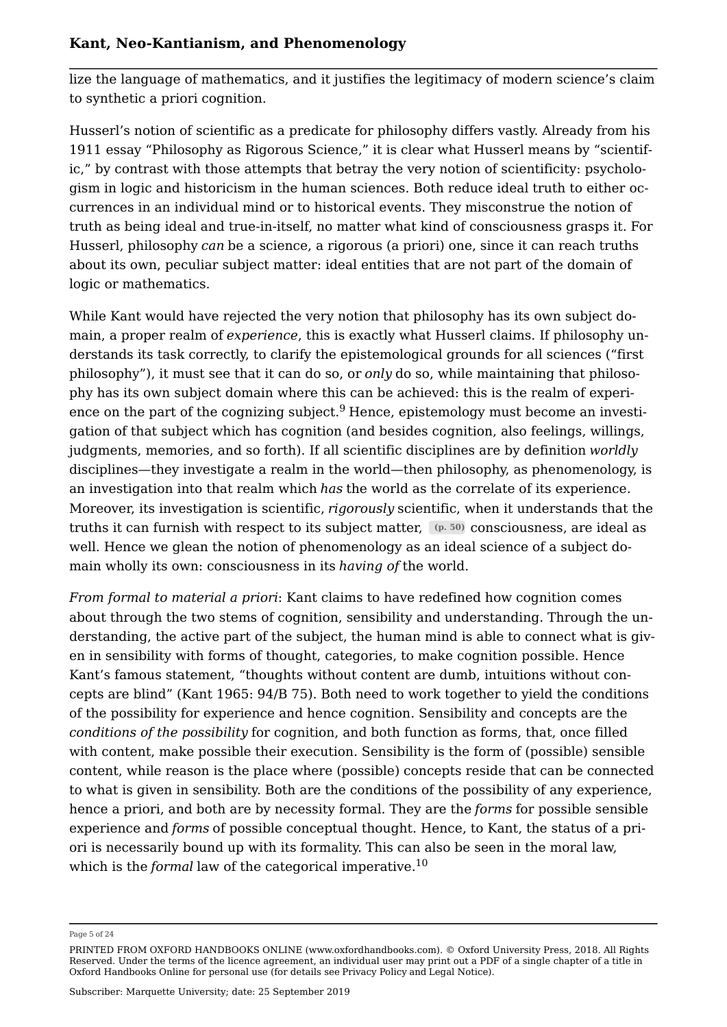lize the language of mathematics, and it justifies the legitimacy of modern science's claim to synthetic a priori cognition.

Husserl's notion of scientific as a predicate for philosophy differs vastly. Already from his 1911 essay "Philosophy as Rigorous Science," it is clear what Husserl means by "scientific," by contrast with those attempts that betray the very notion of scientificity: psychologism in logic and historicism in the human sciences. Both reduce ideal truth to either occurrences in an individual mind or to historical events. They misconstrue the notion of truth as being ideal and true-in-itself, no matter what kind of consciousness grasps it. For Husserl, philosophy *can* be a science, a rigorous (a priori) one, since it can reach truths about its own, peculiar subject matter: ideal entities that are not part of the domain of logic or mathematics.

While Kant would have rejected the very notion that philosophy has its own subject domain, a proper realm of *experience*, this is exactly what Husserl claims. If philosophy understands its task correctly, to clarify the epistemological grounds for all sciences ("first philosophy"), it must see that it can do so, or *only* do so, while maintaining that philosophy has its own subject domain where this can be achieved: this is the realm of experience on the part of the cognizing subject.[9] Hence, epistemology must become an investigation of that subject which has cognition (and besides cognition, also feelings, willings, judgments, memories, and so forth). If all scientific disciplines are by definition *worldly* disciplines—they investigate a realm in the world—then philosophy, as phenomenology, is an investigation into that realm which *has* the world as the correlate of its experience. Moreover, its investigation is scientific, *rigorously* scientific, when it understands that the truths it can furnish with respect to its subject matter, (p. 50) consciousness, are ideal as well. Hence we glean the notion of phenomenology as an ideal science of a subject domain wholly its own: consciousness in its *having of* the world.

*From formal to material a priori*: Kant claims to have redefined how cognition comes about through the two stems of cognition, sensibility and understanding. Through the understanding, the active part of the subject, the human mind is able to connect what is given in sensibility with forms of thought, categories, to make cognition possible. Hence Kant's famous statement, "thoughts without content are dumb, intuitions without concepts are blind" (Kant 1965: 94/B 75). Both need to work together to yield the conditions of the possibility for experience and hence cognition. Sensibility and concepts are the *conditions of the possibility* for cognition, and both function as forms, that, once filled with content, make possible their execution. Sensibility is the form of (possible) sensible content, while reason is the place where (possible) concepts reside that can be connected to what is given in sensibility. Both are the conditions of the possibility of any experience, hence a priori, and both are by necessity formal. They are the *forms* for possible sensible experience and *forms* of possible conceptual thought. Hence, to Kant, the status of a priori is necessarily bound up with its formality. This can also be seen in the moral law, which is the *formal* law of the categorical imperative.[10]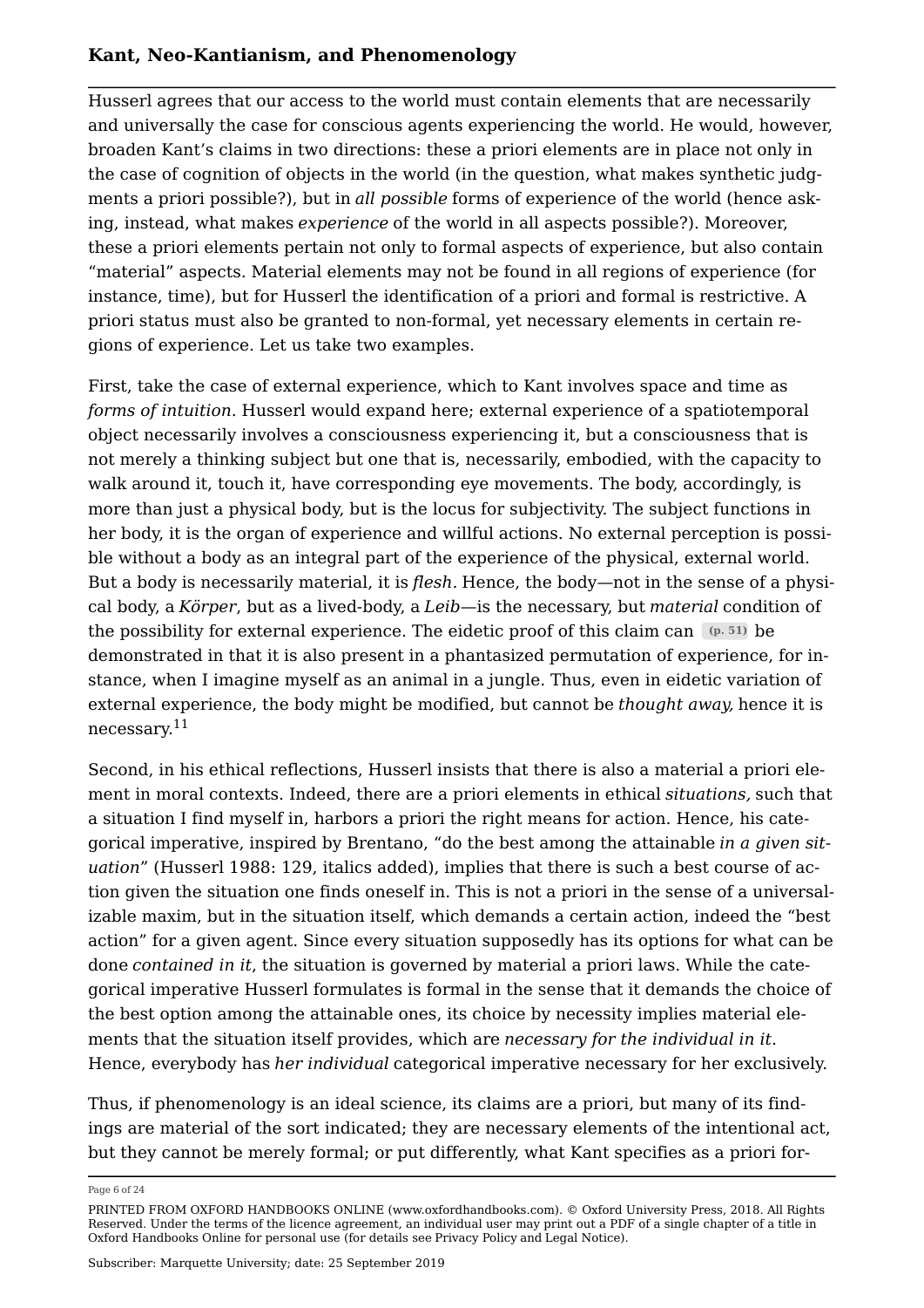Husserl agrees that our access to the world must contain elements that are necessarily and universally the case for conscious agents experiencing the world. He would, however, broaden Kant's claims in two directions: these a priori elements are in place not only in the case of cognition of objects in the world (in the question, what makes synthetic judgments a priori possible?), but in *all possible* forms of experience of the world (hence asking, instead, what makes *experience* of the world in all aspects possible?). Moreover, these a priori elements pertain not only to formal aspects of experience, but also contain "material" aspects. Material elements may not be found in all regions of experience (for instance, time), but for Husserl the identification of a priori and formal is restrictive. A priori status must also be granted to non-formal, yet necessary elements in certain regions of experience. Let us take two examples.

First, take the case of external experience, which to Kant involves space and time as *forms of intuition*. Husserl would expand here; external experience of a spatiotemporal object necessarily involves a consciousness experiencing it, but a consciousness that is not merely a thinking subject but one that is, necessarily, embodied, with the capacity to walk around it, touch it, have corresponding eye movements. The body, accordingly, is more than just a physical body, but is the locus for subjectivity. The subject functions in her body, it is the organ of experience and willful actions. No external perception is possible without a body as an integral part of the experience of the physical, external world. But a body is necessarily material, it is *flesh*. Hence, the body—not in the sense of a physical body, a *Körper*, but as a lived-body, a *Leib*—is the necessary, but *material* condition of the possibility for external experience. The eidetic proof of this claim can (p. 51) be demonstrated in that it is also present in a phantasized permutation of experience, for instance, when I imagine myself as an animal in a jungle. Thus, even in eidetic variation of external experience, the body might be modified, but cannot be *thought away*, hence it is necessary.[11]

Second, in his ethical reflections, Husserl insists that there is also a material a priori element in moral contexts. Indeed, there are a priori elements in ethical *situations*, such that a situation I find myself in, harbors a priori the right means for action. Hence, his categorical imperative, inspired by Brentano, "do the best among the attainable *in a given situation*" (Husserl 1988: 129, italics added), implies that there is such a best course of action given the situation one finds oneself in. This is not a priori in the sense of a universalizable maxim, but in the situation itself, which demands a certain action, indeed the "best action" for a given agent. Since every situation supposedly has its options for what can be done *contained in it*, the situation is governed by material a priori laws. While the categorical imperative Husserl formulates is formal in the sense that it demands the choice of the best option among the attainable ones, its choice by necessity implies material elements that the situation itself provides, which are *necessary for the individual in it*. Hence, everybody has *her individual* categorical imperative necessary for her exclusively.

Thus, if phenomenology is an ideal science, its claims are a priori, but many of its findings are material of the sort indicated; they are necessary elements of the intentional act, but they cannot be merely formal; or put differently, what Kant specifies as a priori for-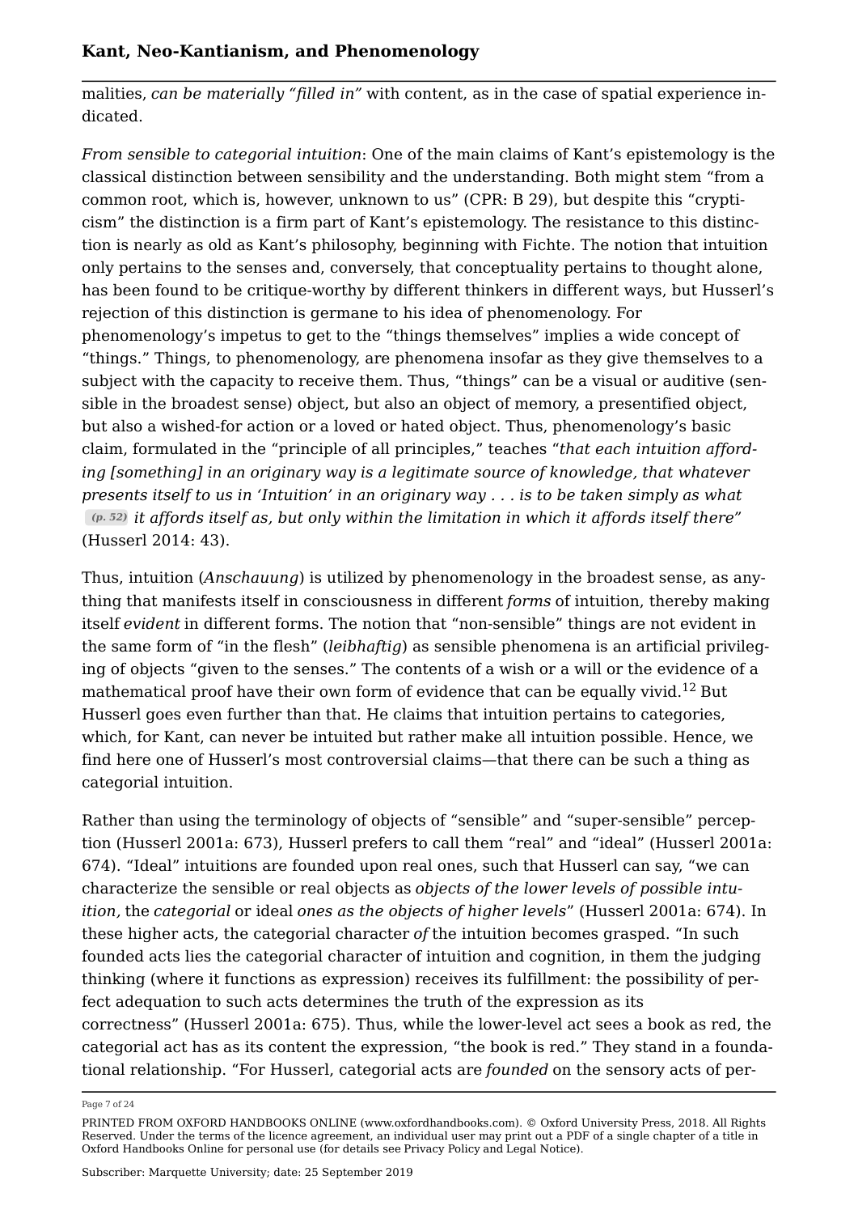malities, *can be materially "filled in"* with content, as in the case of spatial experience indicated.

*From sensible to categorial intuition*: One of the main claims of Kant's epistemology is the classical distinction between sensibility and the understanding. Both might stem "from a common root, which is, however, unknown to us" (CPR: B 29), but despite this "crypticism" the distinction is a firm part of Kant's epistemology. The resistance to this distinction is nearly as old as Kant's philosophy, beginning with Fichte. The notion that intuition only pertains to the senses and, conversely, that conceptuality pertains to thought alone, has been found to be critique-worthy by different thinkers in different ways, but Husserl's rejection of this distinction is germane to his idea of phenomenology. For phenomenology's impetus to get to the "things themselves" implies a wide concept of "things." Things, to phenomenology, are phenomena insofar as they give themselves to a subject with the capacity to receive them. Thus, "things" can be a visual or auditive (sensible in the broadest sense) object, but also an object of memory, a presentified object, but also a wished-for action or a loved or hated object. Thus, phenomenology's basic claim, formulated in the "principle of all principles," teaches "*that each intuition affording [something] in an originary way is a legitimate source of knowledge, that whatever presents itself to us in 'Intuition' in an originary way . . . is to be taken simply as what* *(p. 52)* *it affords itself as, but only within the limitation in which it affords itself there"* (Husserl 2014: 43).

Thus, intuition (*Anschauung*) is utilized by phenomenology in the broadest sense, as anything that manifests itself in consciousness in different *forms* of intuition, thereby making itself *evident* in different forms. The notion that "non-sensible" things are not evident in the same form of "in the flesh" (*leibhaftig*) as sensible phenomena is an artificial privileging of objects "given to the senses." The contents of a wish or a will or the evidence of a mathematical proof have their own form of evidence that can be equally vivid.[12] But Husserl goes even further than that. He claims that intuition pertains to categories, which, for Kant, can never be intuited but rather make all intuition possible. Hence, we find here one of Husserl's most controversial claims—that there can be such a thing as categorial intuition.

Rather than using the terminology of objects of "sensible" and "super-sensible" perception (Husserl 2001a: 673), Husserl prefers to call them "real" and "ideal" (Husserl 2001a: 674). "Ideal" intuitions are founded upon real ones, such that Husserl can say, "we can characterize the sensible or real objects as *objects of the lower levels of possible intuition,* the *categorial* or ideal *ones as the objects of higher levels*" (Husserl 2001a: 674). In these higher acts, the categorial character *of* the intuition becomes grasped. "In such founded acts lies the categorial character of intuition and cognition, in them the judging thinking (where it functions as expression) receives its fulfillment: the possibility of perfect adequation to such acts determines the truth of the expression as its correctness" (Husserl 2001a: 675). Thus, while the lower-level act sees a book as red, the categorial act has as its content the expression, "the book is red." They stand in a foundational relationship. "For Husserl, categorial acts are *founded* on the sensory acts of per-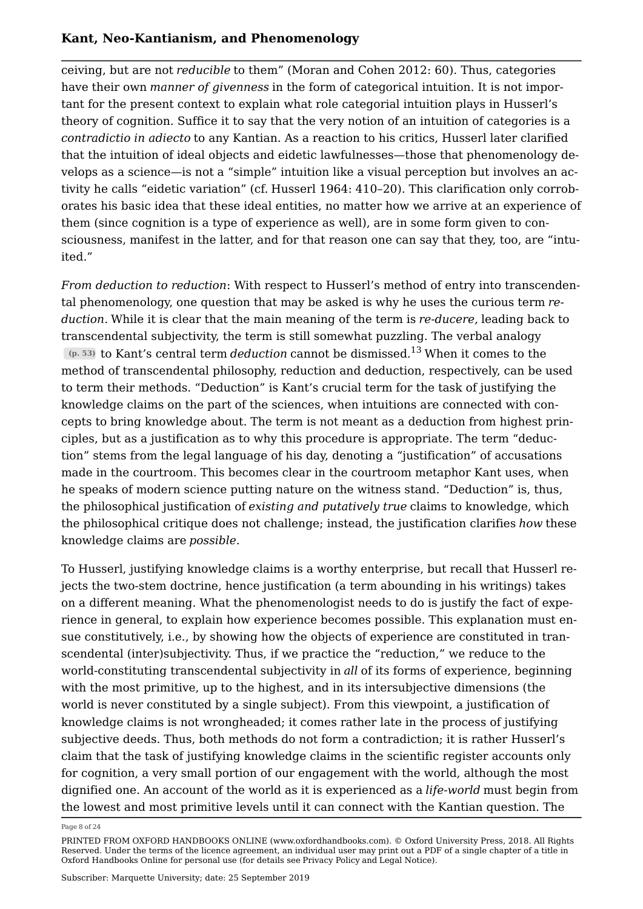ceiving, but are not *reducible* to them" (Moran and Cohen 2012: 60). Thus, categories have their own *manner of givenness* in the form of categorical intuition. It is not important for the present context to explain what role categorial intuition plays in Husserl's theory of cognition. Suffice it to say that the very notion of an intuition of categories is a *contradictio in adiecto* to any Kantian. As a reaction to his critics, Husserl later clarified that the intuition of ideal objects and eidetic lawfulnesses—those that phenomenology develops as a science—is not a "simple" intuition like a visual perception but involves an activity he calls "eidetic variation" (cf. Husserl 1964: 410–20). This clarification only corroborates his basic idea that these ideal entities, no matter how we arrive at an experience of them (since cognition is a type of experience as well), are in some form given to consciousness, manifest in the latter, and for that reason one can say that they, too, are "intuited."

*From deduction to reduction*: With respect to Husserl's method of entry into transcendental phenomenology, one question that may be asked is why he uses the curious term *reduction*. While it is clear that the main meaning of the term is *re-ducere*, leading back to transcendental subjectivity, the term is still somewhat puzzling. The verbal analogy (p. 53) to Kant's central term *deduction* cannot be dismissed.[13] When it comes to the method of transcendental philosophy, reduction and deduction, respectively, can be used to term their methods. "Deduction" is Kant's crucial term for the task of justifying the knowledge claims on the part of the sciences, when intuitions are connected with concepts to bring knowledge about. The term is not meant as a deduction from highest principles, but as a justification as to why this procedure is appropriate. The term "deduction" stems from the legal language of his day, denoting a "justification" of accusations made in the courtroom. This becomes clear in the courtroom metaphor Kant uses, when he speaks of modern science putting nature on the witness stand. "Deduction" is, thus, the philosophical justification of *existing and putatively true* claims to knowledge, which the philosophical critique does not challenge; instead, the justification clarifies *how* these knowledge claims are *possible*.

To Husserl, justifying knowledge claims is a worthy enterprise, but recall that Husserl rejects the two-stem doctrine, hence justification (a term abounding in his writings) takes on a different meaning. What the phenomenologist needs to do is justify the fact of experience in general, to explain how experience becomes possible. This explanation must ensue constitutively, i.e., by showing how the objects of experience are constituted in transcendental (inter)subjectivity. Thus, if we practice the "reduction," we reduce to the world-constituting transcendental subjectivity in *all* of its forms of experience, beginning with the most primitive, up to the highest, and in its intersubjective dimensions (the world is never constituted by a single subject). From this viewpoint, a justification of knowledge claims is not wrongheaded; it comes rather late in the process of justifying subjective deeds. Thus, both methods do not form a contradiction; it is rather Husserl's claim that the task of justifying knowledge claims in the scientific register accounts only for cognition, a very small portion of our engagement with the world, although the most dignified one. An account of the world as it is experienced as a *life-world* must begin from the lowest and most primitive levels until it can connect with the Kantian question. The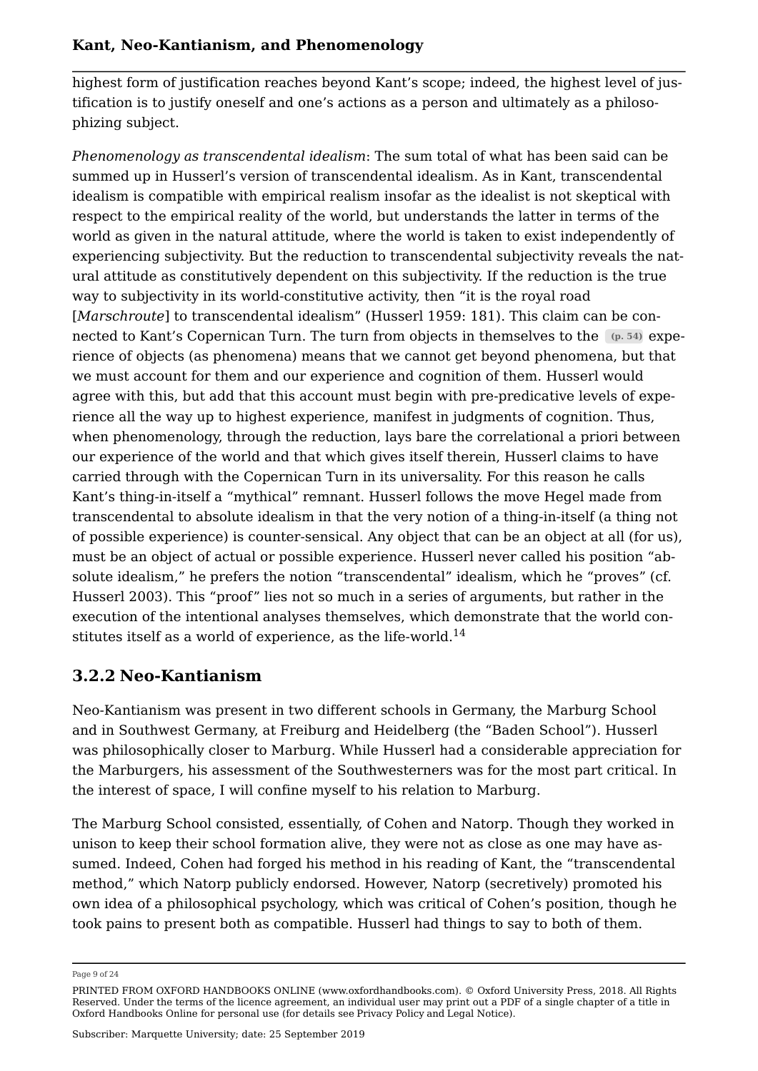highest form of justification reaches beyond Kant's scope; indeed, the highest level of justification is to justify oneself and one's actions as a person and ultimately as a philosophizing subject.

*Phenomenology as transcendental idealism*: The sum total of what has been said can be summed up in Husserl's version of transcendental idealism. As in Kant, transcendental idealism is compatible with empirical realism insofar as the idealist is not skeptical with respect to the empirical reality of the world, but understands the latter in terms of the world as given in the natural attitude, where the world is taken to exist independently of experiencing subjectivity. But the reduction to transcendental subjectivity reveals the natural attitude as constitutively dependent on this subjectivity. If the reduction is the true way to subjectivity in its world-constitutive activity, then "it is the royal road [*Marschroute*] to transcendental idealism" (Husserl 1959: 181). This claim can be connected to Kant's Copernican Turn. The turn from objects in themselves to the (p. 54) experience of objects (as phenomena) means that we cannot get beyond phenomena, but that we must account for them and our experience and cognition of them. Husserl would agree with this, but add that this account must begin with pre-predicative levels of experience all the way up to highest experience, manifest in judgments of cognition. Thus, when phenomenology, through the reduction, lays bare the correlational a priori between our experience of the world and that which gives itself therein, Husserl claims to have carried through with the Copernican Turn in its universality. For this reason he calls Kant's thing-in-itself a "mythical" remnant. Husserl follows the move Hegel made from transcendental to absolute idealism in that the very notion of a thing-in-itself (a thing not of possible experience) is counter-sensical. Any object that can be an object at all (for us), must be an object of actual or possible experience. Husserl never called his position "absolute idealism," he prefers the notion "transcendental" idealism, which he "proves" (cf. Husserl 2003). This "proof" lies not so much in a series of arguments, but rather in the execution of the intentional analyses themselves, which demonstrate that the world constitutes itself as a world of experience, as the life-world.[14]

### 3.2.2 Neo-Kantianism

Neo-Kantianism was present in two different schools in Germany, the Marburg School and in Southwest Germany, at Freiburg and Heidelberg (the "Baden School"). Husserl was philosophically closer to Marburg. While Husserl had a considerable appreciation for the Marburgers, his assessment of the Southwesterners was for the most part critical. In the interest of space, I will confine myself to his relation to Marburg.

The Marburg School consisted, essentially, of Cohen and Natorp. Though they worked in unison to keep their school formation alive, they were not as close as one may have assumed. Indeed, Cohen had forged his method in his reading of Kant, the "transcendental method," which Natorp publicly endorsed. However, Natorp (secretively) promoted his own idea of a philosophical psychology, which was critical of Cohen's position, though he took pains to present both as compatible. Husserl had things to say to both of them.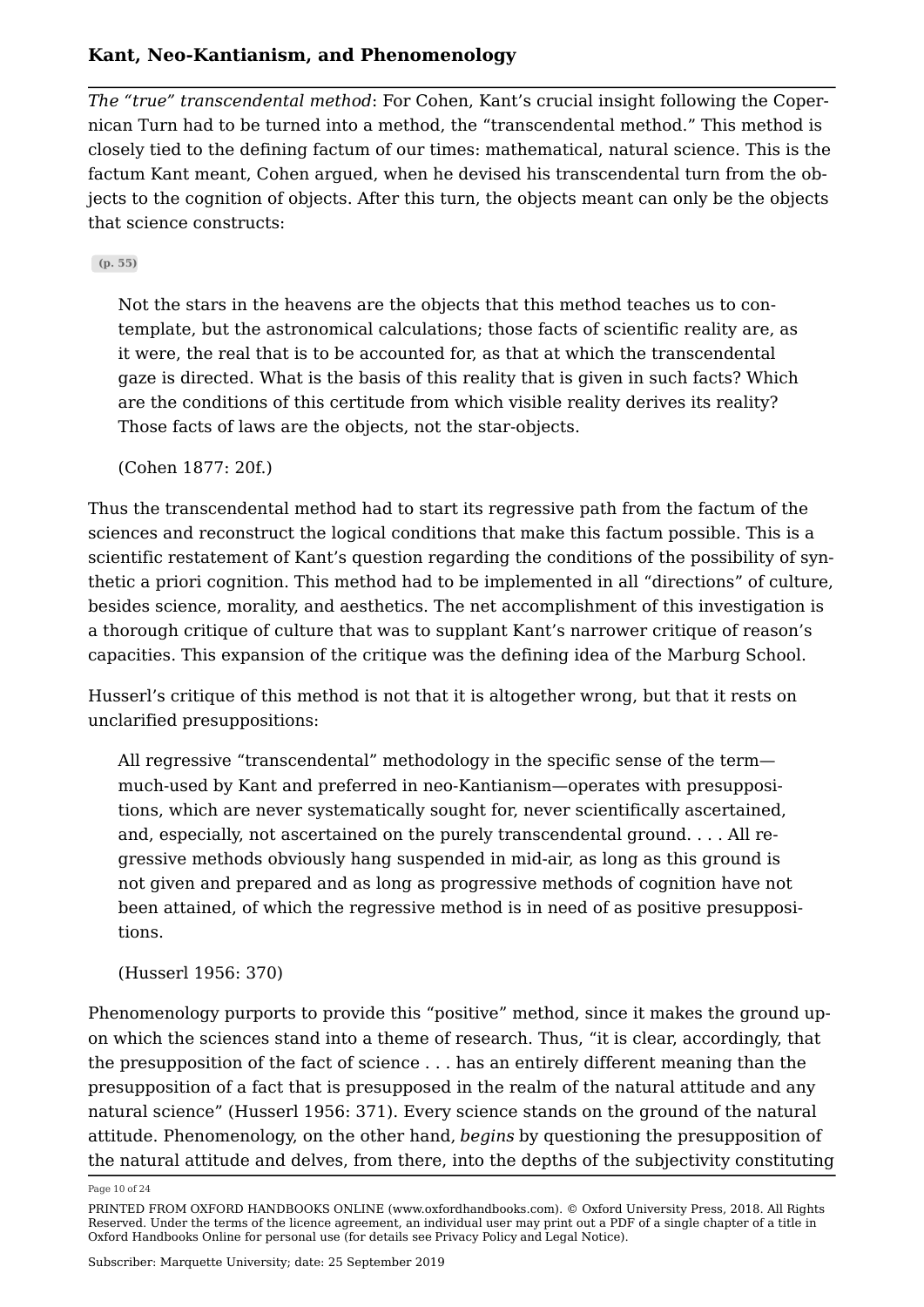*The "true" transcendental method*: For Cohen, Kant's crucial insight following the Copernican Turn had to be turned into a method, the "transcendental method." This method is closely tied to the defining factum of our times: mathematical, natural science. This is the factum Kant meant, Cohen argued, when he devised his transcendental turn from the objects to the cognition of objects. After this turn, the objects meant can only be the objects that science constructs:

(p. 55)

> Not the stars in the heavens are the objects that this method teaches us to contemplate, but the astronomical calculations; those facts of scientific reality are, as it were, the real that is to be accounted for, as that at which the transcendental gaze is directed. What is the basis of this reality that is given in such facts? Which are the conditions of this certitude from which visible reality derives its reality? Those facts of laws are the objects, not the star-objects.
>
> (Cohen 1877: 20f.)

Thus the transcendental method had to start its regressive path from the factum of the sciences and reconstruct the logical conditions that make this factum possible. This is a scientific restatement of Kant's question regarding the conditions of the possibility of synthetic a priori cognition. This method had to be implemented in all "directions" of culture, besides science, morality, and aesthetics. The net accomplishment of this investigation is a thorough critique of culture that was to supplant Kant's narrower critique of reason's capacities. This expansion of the critique was the defining idea of the Marburg School.

Husserl's critique of this method is not that it is altogether wrong, but that it rests on unclarified presuppositions:

> All regressive "transcendental" methodology in the specific sense of the term—much-used by Kant and preferred in neo-Kantianism—operates with presuppositions, which are never systematically sought for, never scientifically ascertained, and, especially, not ascertained on the purely transcendental ground. . . . All regressive methods obviously hang suspended in mid-air, as long as this ground is not given and prepared and as long as progressive methods of cognition have not been attained, of which the regressive method is in need of as positive presuppositions.
>
> (Husserl 1956: 370)

Phenomenology purports to provide this "positive" method, since it makes the ground upon which the sciences stand into a theme of research. Thus, "it is clear, accordingly, that the presupposition of the fact of science . . . has an entirely different meaning than the presupposition of a fact that is presupposed in the realm of the natural attitude and any natural science" (Husserl 1956: 371). Every science stands on the ground of the natural attitude. Phenomenology, on the other hand, *begins* by questioning the presupposition of the natural attitude and delves, from there, into the depths of the subjectivity constituting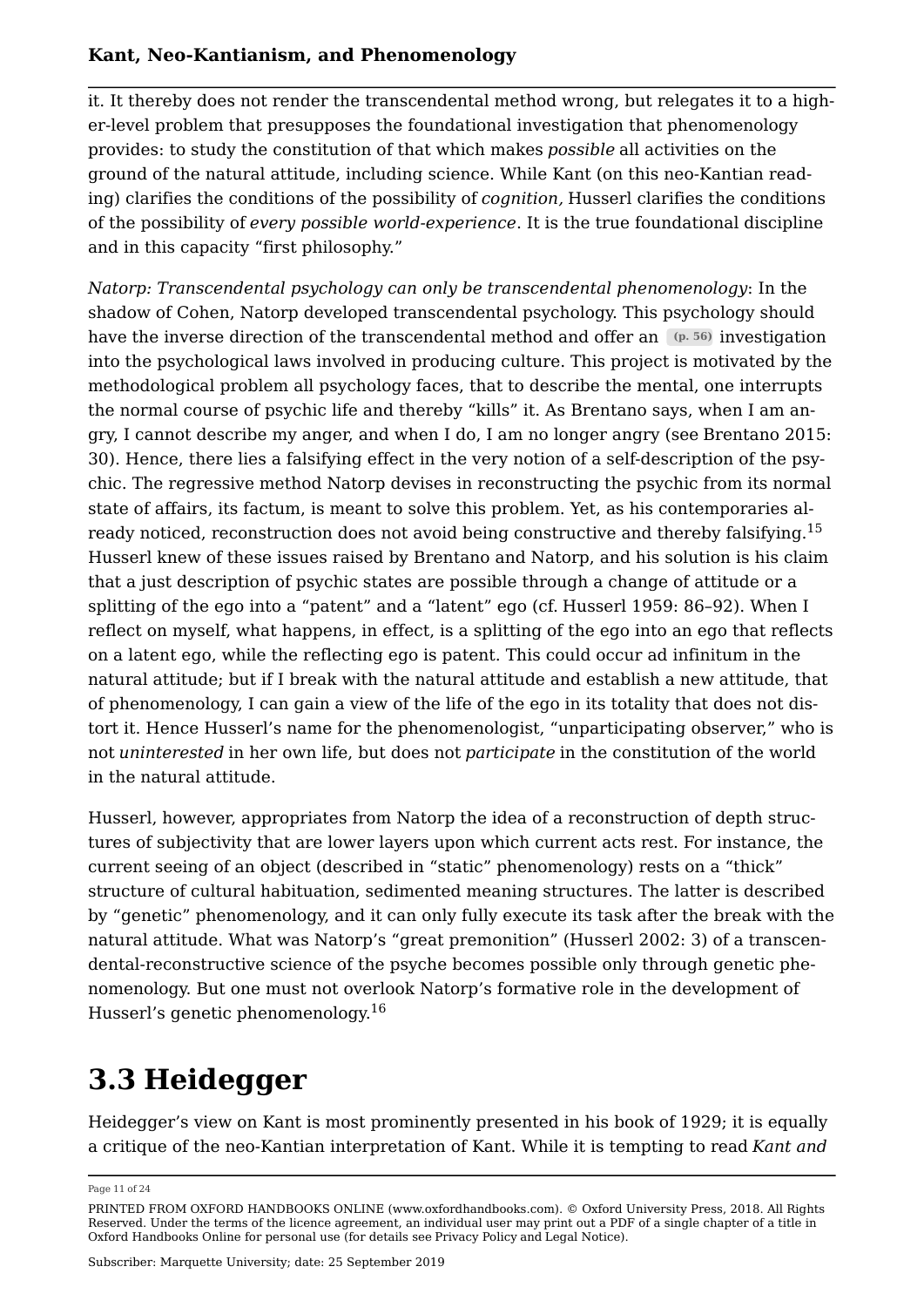it. It thereby does not render the transcendental method wrong, but relegates it to a higher-level problem that presupposes the foundational investigation that phenomenology provides: to study the constitution of that which makes *possible* all activities on the ground of the natural attitude, including science. While Kant (on this neo-Kantian reading) clarifies the conditions of the possibility of *cognition,* Husserl clarifies the conditions of the possibility of *every possible world-experience*. It is the true foundational discipline and in this capacity "first philosophy."

*Natorp: Transcendental psychology can only be transcendental phenomenology*: In the shadow of Cohen, Natorp developed transcendental psychology. This psychology should have the inverse direction of the transcendental method and offer an (p. 56) investigation into the psychological laws involved in producing culture. This project is motivated by the methodological problem all psychology faces, that to describe the mental, one interrupts the normal course of psychic life and thereby "kills" it. As Brentano says, when I am angry, I cannot describe my anger, and when I do, I am no longer angry (see Brentano 2015: 30). Hence, there lies a falsifying effect in the very notion of a self-description of the psychic. The regressive method Natorp devises in reconstructing the psychic from its normal state of affairs, its factum, is meant to solve this problem. Yet, as his contemporaries already noticed, reconstruction does not avoid being constructive and thereby falsifying.[15] Husserl knew of these issues raised by Brentano and Natorp, and his solution is his claim that a just description of psychic states are possible through a change of attitude or a splitting of the ego into a "patent" and a "latent" ego (cf. Husserl 1959: 86–92). When I reflect on myself, what happens, in effect, is a splitting of the ego into an ego that reflects on a latent ego, while the reflecting ego is patent. This could occur ad infinitum in the natural attitude; but if I break with the natural attitude and establish a new attitude, that of phenomenology, I can gain a view of the life of the ego in its totality that does not distort it. Hence Husserl's name for the phenomenologist, "unparticipating observer," who is not *uninterested* in her own life, but does not *participate* in the constitution of the world in the natural attitude.

Husserl, however, appropriates from Natorp the idea of a reconstruction of depth structures of subjectivity that are lower layers upon which current acts rest. For instance, the current seeing of an object (described in "static" phenomenology) rests on a "thick" structure of cultural habituation, sedimented meaning structures. The latter is described by "genetic" phenomenology, and it can only fully execute its task after the break with the natural attitude. What was Natorp's "great premonition" (Husserl 2002: 3) of a transcendental-reconstructive science of the psyche becomes possible only through genetic phenomenology. But one must not overlook Natorp's formative role in the development of Husserl's genetic phenomenology.[16]

# 3.3 Heidegger

Heidegger's view on Kant is most prominently presented in his book of 1929; it is equally a critique of the neo-Kantian interpretation of Kant. While it is tempting to read *Kant and*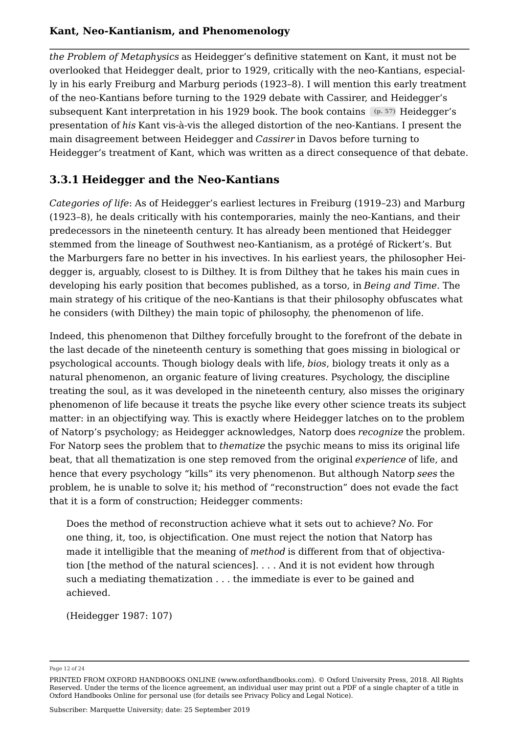*the Problem of Metaphysics* as Heidegger's definitive statement on Kant, it must not be overlooked that Heidegger dealt, prior to 1929, critically with the neo-Kantians, especially in his early Freiburg and Marburg periods (1923–8). I will mention this early treatment of the neo-Kantians before turning to the 1929 debate with Cassirer, and Heidegger's subsequent Kant interpretation in his 1929 book. The book contains (p. 57) Heidegger's presentation of *his* Kant vis-à-vis the alleged distortion of the neo-Kantians. I present the main disagreement between Heidegger and *Cassirer* in Davos before turning to Heidegger's treatment of Kant, which was written as a direct consequence of that debate.

### 3.3.1 Heidegger and the Neo-Kantians

*Categories of life*: As of Heidegger's earliest lectures in Freiburg (1919–23) and Marburg (1923–8), he deals critically with his contemporaries, mainly the neo-Kantians, and their predecessors in the nineteenth century. It has already been mentioned that Heidegger stemmed from the lineage of Southwest neo-Kantianism, as a protégé of Rickert's. But the Marburgers fare no better in his invectives. In his earliest years, the philosopher Heidegger is, arguably, closest to is Dilthey. It is from Dilthey that he takes his main cues in developing his early position that becomes published, as a torso, in *Being and Time*. The main strategy of his critique of the neo-Kantians is that their philosophy obfuscates what he considers (with Dilthey) the main topic of philosophy, the phenomenon of life.

Indeed, this phenomenon that Dilthey forcefully brought to the forefront of the debate in the last decade of the nineteenth century is something that goes missing in biological or psychological accounts. Though biology deals with life, *bios*, biology treats it only as a natural phenomenon, an organic feature of living creatures. Psychology, the discipline treating the soul, as it was developed in the nineteenth century, also misses the originary phenomenon of life because it treats the psyche like every other science treats its subject matter: in an objectifying way. This is exactly where Heidegger latches on to the problem of Natorp's psychology; as Heidegger acknowledges, Natorp does *recognize* the problem. For Natorp sees the problem that to *thematize* the psychic means to miss its original life beat, that all thematization is one step removed from the original *experience* of life, and hence that every psychology "kills" its very phenomenon. But although Natorp *sees* the problem, he is unable to solve it; his method of "reconstruction" does not evade the fact that it is a form of construction; Heidegger comments:

> Does the method of reconstruction achieve what it sets out to achieve? *No.* For one thing, it, too, is objectification. One must reject the notion that Natorp has made it intelligible that the meaning of *method* is different from that of objectivation [the method of the natural sciences]. . . . And it is not evident how through such a mediating thematization . . . the immediate is ever to be gained and achieved.
>
> (Heidegger 1987: 107)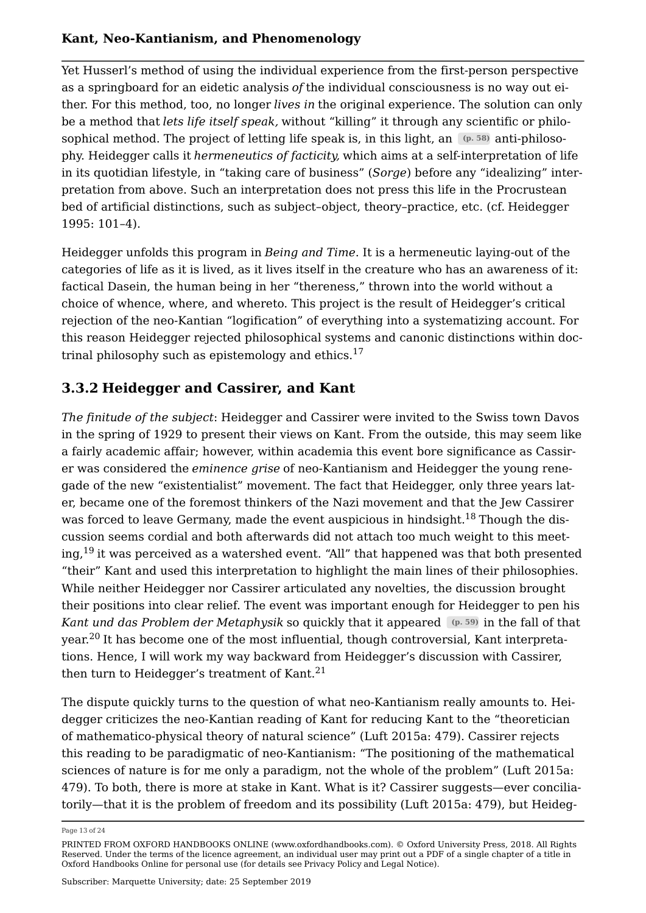Yet Husserl's method of using the individual experience from the first-person perspective as a springboard for an eidetic analysis *of* the individual consciousness is no way out either. For this method, too, no longer *lives in* the original experience. The solution can only be a method that *lets life itself speak,* without "killing" it through any scientific or philosophical method. The project of letting life speak is, in this light, an (p. 58) anti-philosophy. Heidegger calls it *hermeneutics of facticity,* which aims at a self-interpretation of life in its quotidian lifestyle, in "taking care of business" (*Sorge*) before any "idealizing" interpretation from above. Such an interpretation does not press this life in the Procrustean bed of artificial distinctions, such as subject–object, theory–practice, etc. (cf. Heidegger 1995: 101–4).

Heidegger unfolds this program in *Being and Time*. It is a hermeneutic laying-out of the categories of life as it is lived, as it lives itself in the creature who has an awareness of it: factical Dasein, the human being in her "thereness," thrown into the world without a choice of whence, where, and whereto. This project is the result of Heidegger's critical rejection of the neo-Kantian "logification" of everything into a systematizing account. For this reason Heidegger rejected philosophical systems and canonic distinctions within doctrinal philosophy such as epistemology and ethics.[17]

### 3.3.2 Heidegger and Cassirer, and Kant

*The finitude of the subject*: Heidegger and Cassirer were invited to the Swiss town Davos in the spring of 1929 to present their views on Kant. From the outside, this may seem like a fairly academic affair; however, within academia this event bore significance as Cassirer was considered the *eminence grise* of neo-Kantianism and Heidegger the young renegade of the new "existentialist" movement. The fact that Heidegger, only three years later, became one of the foremost thinkers of the Nazi movement and that the Jew Cassirer was forced to leave Germany, made the event auspicious in hindsight.[18] Though the discussion seems cordial and both afterwards did not attach too much weight to this meeting,[19] it was perceived as a watershed event. "All" that happened was that both presented "their" Kant and used this interpretation to highlight the main lines of their philosophies. While neither Heidegger nor Cassirer articulated any novelties, the discussion brought their positions into clear relief. The event was important enough for Heidegger to pen his *Kant und das Problem der Metaphysik* so quickly that it appeared (p. 59) in the fall of that year.[20] It has become one of the most influential, though controversial, Kant interpretations. Hence, I will work my way backward from Heidegger's discussion with Cassirer, then turn to Heidegger's treatment of Kant.[21]

The dispute quickly turns to the question of what neo-Kantianism really amounts to. Heidegger criticizes the neo-Kantian reading of Kant for reducing Kant to the "theoretician of mathematico-physical theory of natural science" (Luft 2015a: 479). Cassirer rejects this reading to be paradigmatic of neo-Kantianism: "The positioning of the mathematical sciences of nature is for me only a paradigm, not the whole of the problem" (Luft 2015a: 479). To both, there is more at stake in Kant. What is it? Cassirer suggests—ever conciliatorily—that it is the problem of freedom and its possibility (Luft 2015a: 479), but Heideg-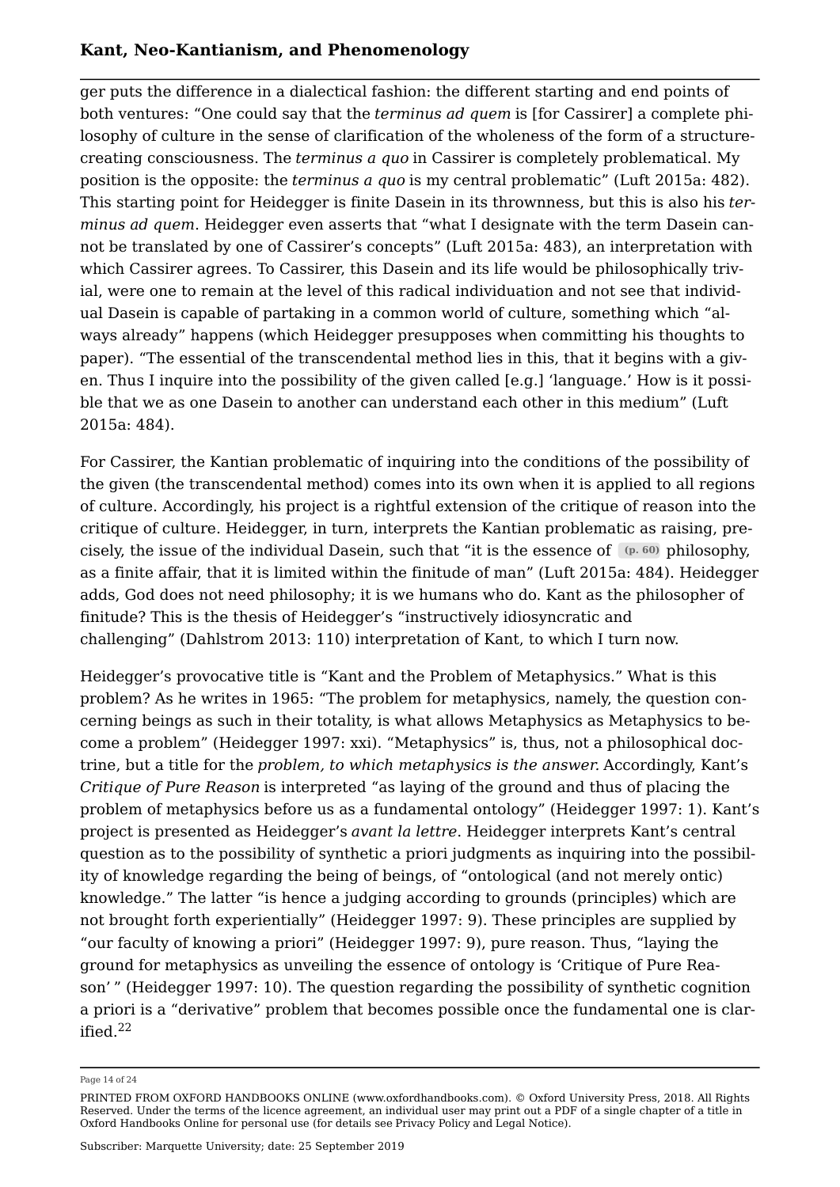ger puts the difference in a dialectical fashion: the different starting and end points of both ventures: "One could say that the *terminus ad quem* is [for Cassirer] a complete philosophy of culture in the sense of clarification of the wholeness of the form of a structure-creating consciousness. The *terminus a quo* in Cassirer is completely problematical. My position is the opposite: the *terminus a quo* is my central problematic" (Luft 2015a: 482). This starting point for Heidegger is finite Dasein in its thrownness, but this is also his *terminus ad quem*. Heidegger even asserts that "what I designate with the term Dasein cannot be translated by one of Cassirer's concepts" (Luft 2015a: 483), an interpretation with which Cassirer agrees. To Cassirer, this Dasein and its life would be philosophically trivial, were one to remain at the level of this radical individuation and not see that individual Dasein is capable of partaking in a common world of culture, something which "always already" happens (which Heidegger presupposes when committing his thoughts to paper). "The essential of the transcendental method lies in this, that it begins with a given. Thus I inquire into the possibility of the given called [e.g.] 'language.' How is it possible that we as one Dasein to another can understand each other in this medium" (Luft 2015a: 484).

For Cassirer, the Kantian problematic of inquiring into the conditions of the possibility of the given (the transcendental method) comes into its own when it is applied to all regions of culture. Accordingly, his project is a rightful extension of the critique of reason into the critique of culture. Heidegger, in turn, interprets the Kantian problematic as raising, precisely, the issue of the individual Dasein, such that "it is the essence of (p. 60) philosophy, as a finite affair, that it is limited within the finitude of man" (Luft 2015a: 484). Heidegger adds, God does not need philosophy; it is we humans who do. Kant as the philosopher of finitude? This is the thesis of Heidegger's "instructively idiosyncratic and challenging" (Dahlstrom 2013: 110) interpretation of Kant, to which I turn now.

Heidegger's provocative title is "Kant and the Problem of Metaphysics." What is this problem? As he writes in 1965: "The problem for metaphysics, namely, the question concerning beings as such in their totality, is what allows Metaphysics as Metaphysics to become a problem" (Heidegger 1997: xxi). "Metaphysics" is, thus, not a philosophical doctrine, but a title for the *problem, to which metaphysics is the answer*. Accordingly, Kant's *Critique of Pure Reason* is interpreted "as laying of the ground and thus of placing the problem of metaphysics before us as a fundamental ontology" (Heidegger 1997: 1). Kant's project is presented as Heidegger's *avant la lettre*. Heidegger interprets Kant's central question as to the possibility of synthetic a priori judgments as inquiring into the possibility of knowledge regarding the being of beings, of "ontological (and not merely ontic) knowledge." The latter "is hence a judging according to grounds (principles) which are not brought forth experientially" (Heidegger 1997: 9). These principles are supplied by "our faculty of knowing a priori" (Heidegger 1997: 9), pure reason. Thus, "laying the ground for metaphysics as unveiling the essence of ontology is 'Critique of Pure Reason' " (Heidegger 1997: 10). The question regarding the possibility of synthetic cognition a priori is a "derivative" problem that becomes possible once the fundamental one is clarified.[22]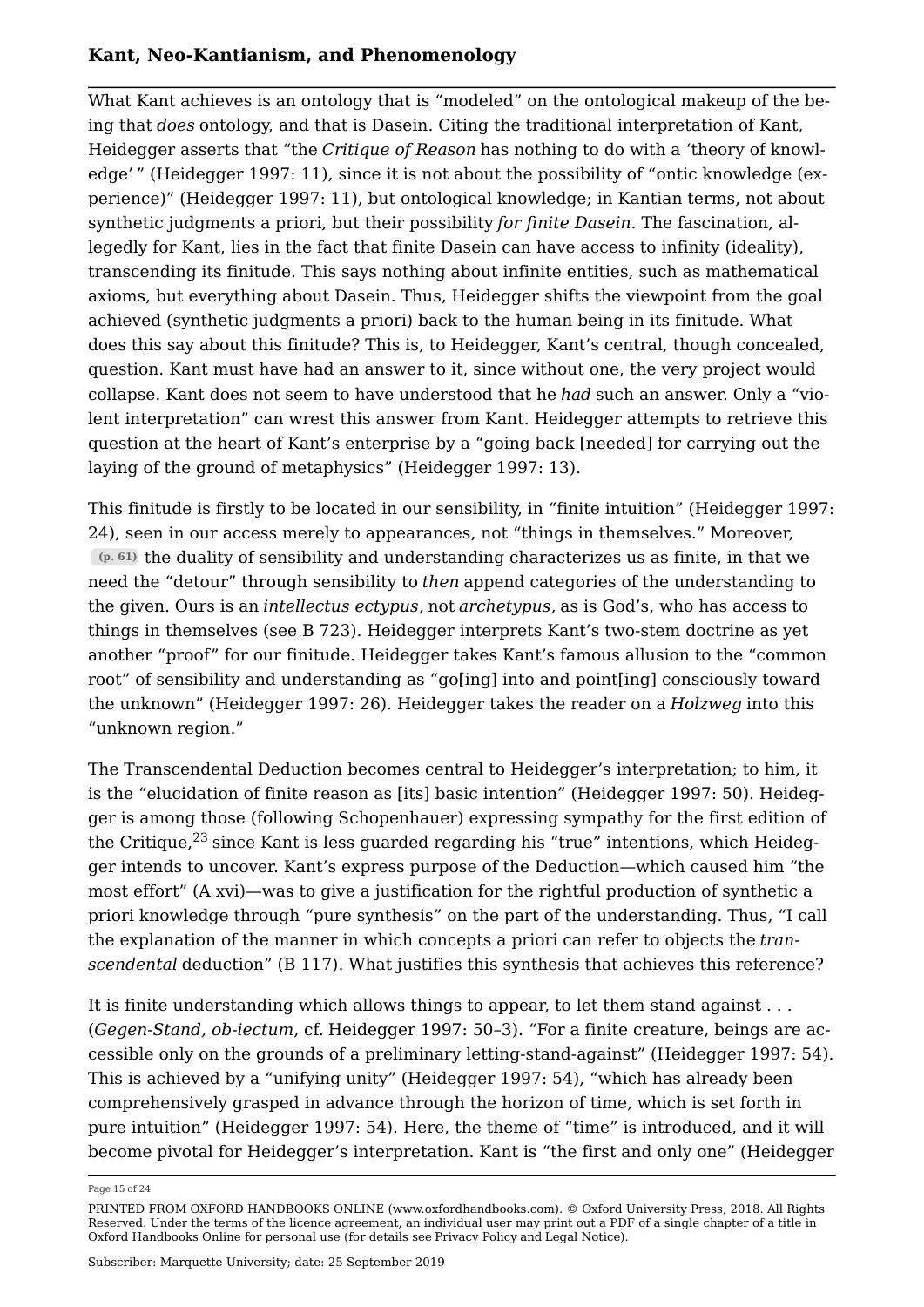What Kant achieves is an ontology that is "modeled" on the ontological makeup of the being that *does* ontology, and that is Dasein. Citing the traditional interpretation of Kant, Heidegger asserts that "the *Critique of Reason* has nothing to do with a 'theory of knowledge' " (Heidegger 1997: 11), since it is not about the possibility of "ontic knowledge (experience)" (Heidegger 1997: 11), but ontological knowledge; in Kantian terms, not about synthetic judgments a priori, but their possibility *for finite Dasein*. The fascination, allegedly for Kant, lies in the fact that finite Dasein can have access to infinity (ideality), transcending its finitude. This says nothing about infinite entities, such as mathematical axioms, but everything about Dasein. Thus, Heidegger shifts the viewpoint from the goal achieved (synthetic judgments a priori) back to the human being in its finitude. What does this say about this finitude? This is, to Heidegger, Kant's central, though concealed, question. Kant must have had an answer to it, since without one, the very project would collapse. Kant does not seem to have understood that he *had* such an answer. Only a "violent interpretation" can wrest this answer from Kant. Heidegger attempts to retrieve this question at the heart of Kant's enterprise by a "going back [needed] for carrying out the laying of the ground of metaphysics" (Heidegger 1997: 13).

This finitude is firstly to be located in our sensibility, in "finite intuition" (Heidegger 1997: 24), seen in our access merely to appearances, not "things in themselves." Moreover, (p. 61) the duality of sensibility and understanding characterizes us as finite, in that we need the "detour" through sensibility to *then* append categories of the understanding to the given. Ours is an *intellectus ectypus,* not *archetypus,* as is God's, who has access to things in themselves (see B 723). Heidegger interprets Kant's two-stem doctrine as yet another "proof" for our finitude. Heidegger takes Kant's famous allusion to the "common root" of sensibility and understanding as "go[ing] into and point[ing] consciously toward the unknown" (Heidegger 1997: 26). Heidegger takes the reader on a *Holzweg* into this "unknown region."

The Transcendental Deduction becomes central to Heidegger's interpretation; to him, it is the "elucidation of finite reason as [its] basic intention" (Heidegger 1997: 50). Heidegger is among those (following Schopenhauer) expressing sympathy for the first edition of the Critique,[23] since Kant is less guarded regarding his "true" intentions, which Heidegger intends to uncover. Kant's express purpose of the Deduction—which caused him "the most effort" (A xvi)—was to give a justification for the rightful production of synthetic a priori knowledge through "pure synthesis" on the part of the understanding. Thus, "I call the explanation of the manner in which concepts a priori can refer to objects the *transcendental* deduction" (B 117). What justifies this synthesis that achieves this reference?

It is finite understanding which allows things to appear, to let them stand against . . . (*Gegen-Stand, ob-iectum*, cf. Heidegger 1997: 50–3). "For a finite creature, beings are accessible only on the grounds of a preliminary letting-stand-against" (Heidegger 1997: 54). This is achieved by a "unifying unity" (Heidegger 1997: 54), "which has already been comprehensively grasped in advance through the horizon of time, which is set forth in pure intuition" (Heidegger 1997: 54). Here, the theme of "time" is introduced, and it will become pivotal for Heidegger's interpretation. Kant is "the first and only one" (Heidegger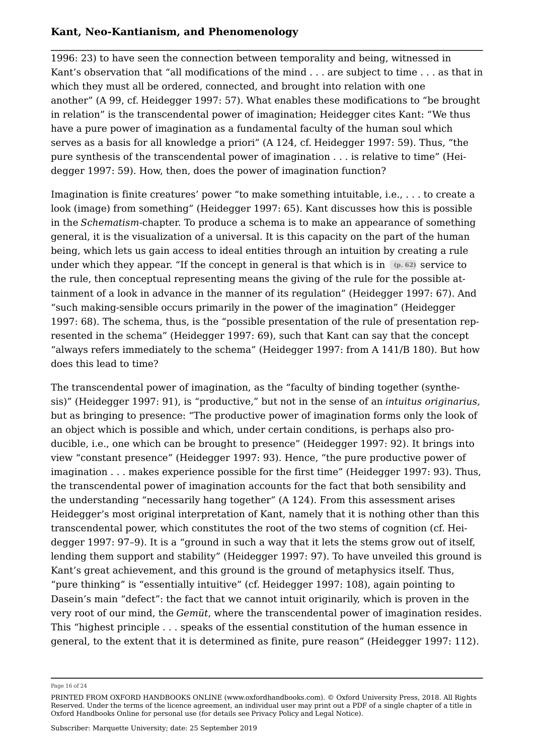1996: 23) to have seen the connection between temporality and being, witnessed in Kant's observation that "all modifications of the mind . . . are subject to time . . . as that in which they must all be ordered, connected, and brought into relation with one another" (A 99, cf. Heidegger 1997: 57). What enables these modifications to "be brought in relation" is the transcendental power of imagination; Heidegger cites Kant: "We thus have a pure power of imagination as a fundamental faculty of the human soul which serves as a basis for all knowledge a priori" (A 124, cf. Heidegger 1997: 59). Thus, "the pure synthesis of the transcendental power of imagination . . . is relative to time" (Heidegger 1997: 59). How, then, does the power of imagination function?

Imagination is finite creatures' power "to make something intuitable, i.e., . . . to create a look (image) from something" (Heidegger 1997: 65). Kant discusses how this is possible in the *Schematism*-chapter. To produce a schema is to make an appearance of something general, it is the visualization of a universal. It is this capacity on the part of the human being, which lets us gain access to ideal entities through an intuition by creating a rule under which they appear. "If the concept in general is that which is in (p. 62) service to the rule, then conceptual representing means the giving of the rule for the possible attainment of a look in advance in the manner of its regulation" (Heidegger 1997: 67). And "such making-sensible occurs primarily in the power of the imagination" (Heidegger 1997: 68). The schema, thus, is the "possible presentation of the rule of presentation represented in the schema" (Heidegger 1997: 69), such that Kant can say that the concept "always refers immediately to the schema" (Heidegger 1997: from A 141/B 180). But how does this lead to time?

The transcendental power of imagination, as the "faculty of binding together (synthesis)" (Heidegger 1997: 91), is "productive," but not in the sense of an *intuitus originarius,* but as bringing to presence: "The productive power of imagination forms only the look of an object which is possible and which, under certain conditions, is perhaps also producible, i.e., one which can be brought to presence" (Heidegger 1997: 92). It brings into view "constant presence" (Heidegger 1997: 93). Hence, "the pure productive power of imagination . . . makes experience possible for the first time" (Heidegger 1997: 93). Thus, the transcendental power of imagination accounts for the fact that both sensibility and the understanding "necessarily hang together" (A 124). From this assessment arises Heidegger's most original interpretation of Kant, namely that it is nothing other than this transcendental power, which constitutes the root of the two stems of cognition (cf. Heidegger 1997: 97–9). It is a "ground in such a way that it lets the stems grow out of itself, lending them support and stability" (Heidegger 1997: 97). To have unveiled this ground is Kant's great achievement, and this ground is the ground of metaphysics itself. Thus, "pure thinking" is "essentially intuitive" (cf. Heidegger 1997: 108), again pointing to Dasein's main "defect": the fact that we cannot intuit originarily, which is proven in the very root of our mind, the *Gemüt,* where the transcendental power of imagination resides. This "highest principle . . . speaks of the essential constitution of the human essence in general, to the extent that it is determined as finite, pure reason" (Heidegger 1997: 112).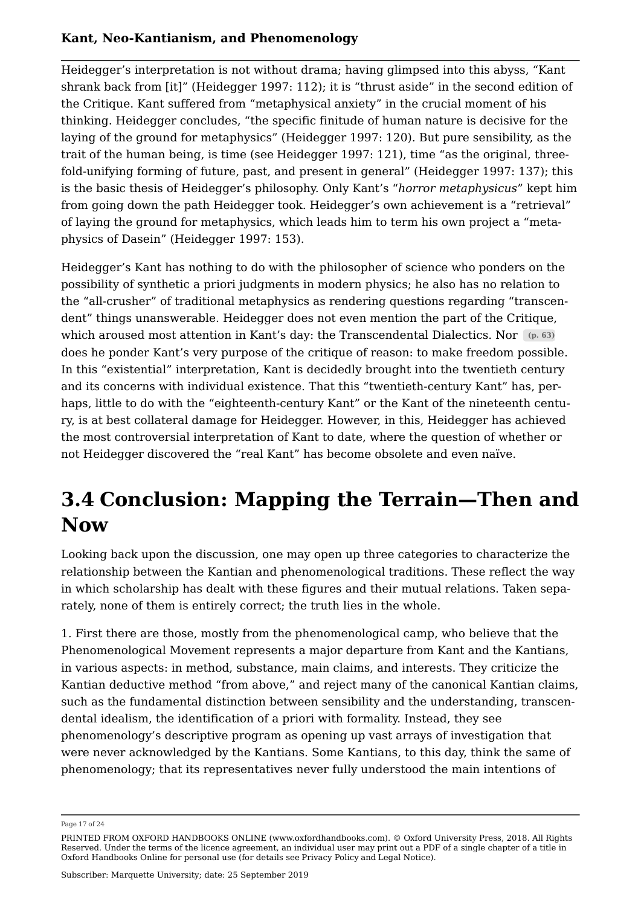Heidegger's interpretation is not without drama; having glimpsed into this abyss, "Kant shrank back from [it]" (Heidegger 1997: 112); it is "thrust aside" in the second edition of the Critique. Kant suffered from "metaphysical anxiety" in the crucial moment of his thinking. Heidegger concludes, "the specific finitude of human nature is decisive for the laying of the ground for metaphysics" (Heidegger 1997: 120). But pure sensibility, as the trait of the human being, is time (see Heidegger 1997: 121), time "as the original, threefold-unifying forming of future, past, and present in general" (Heidegger 1997: 137); this is the basic thesis of Heidegger's philosophy. Only Kant's "*horror metaphysicus*" kept him from going down the path Heidegger took. Heidegger's own achievement is a "retrieval" of laying the ground for metaphysics, which leads him to term his own project a "metaphysics of Dasein" (Heidegger 1997: 153).

Heidegger's Kant has nothing to do with the philosopher of science who ponders on the possibility of synthetic a priori judgments in modern physics; he also has no relation to the "all-crusher" of traditional metaphysics as rendering questions regarding "transcendent" things unanswerable. Heidegger does not even mention the part of the Critique, which aroused most attention in Kant's day: the Transcendental Dialectics. Nor (p. 63) does he ponder Kant's very purpose of the critique of reason: to make freedom possible. In this "existential" interpretation, Kant is decidedly brought into the twentieth century and its concerns with individual existence. That this "twentieth-century Kant" has, perhaps, little to do with the "eighteenth-century Kant" or the Kant of the nineteenth century, is at best collateral damage for Heidegger. However, in this, Heidegger has achieved the most controversial interpretation of Kant to date, where the question of whether or not Heidegger discovered the "real Kant" has become obsolete and even naïve.

## 3.4 Conclusion: Mapping the Terrain—Then and Now

Looking back upon the discussion, one may open up three categories to characterize the relationship between the Kantian and phenomenological traditions. These reflect the way in which scholarship has dealt with these figures and their mutual relations. Taken separately, none of them is entirely correct; the truth lies in the whole.

1. First there are those, mostly from the phenomenological camp, who believe that the Phenomenological Movement represents a major departure from Kant and the Kantians, in various aspects: in method, substance, main claims, and interests. They criticize the Kantian deductive method "from above," and reject many of the canonical Kantian claims, such as the fundamental distinction between sensibility and the understanding, transcendental idealism, the identification of a priori with formality. Instead, they see phenomenology's descriptive program as opening up vast arrays of investigation that were never acknowledged by the Kantians. Some Kantians, to this day, think the same of phenomenology; that its representatives never fully understood the main intentions of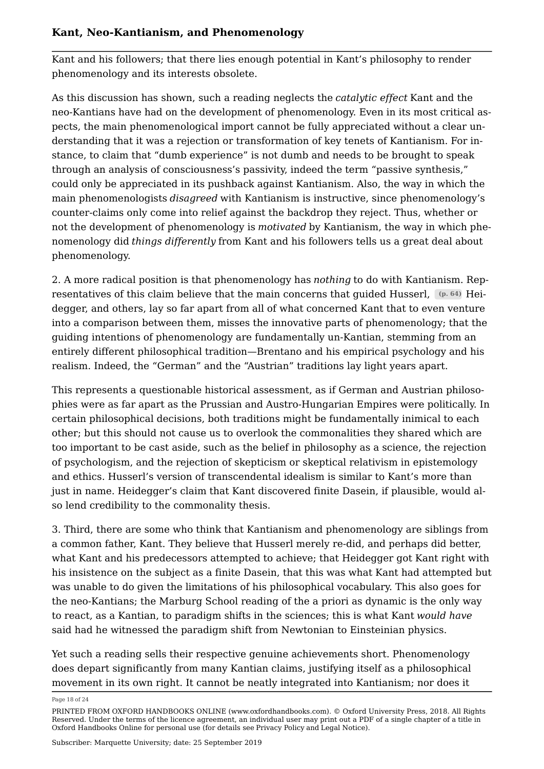Kant and his followers; that there lies enough potential in Kant's philosophy to render phenomenology and its interests obsolete.

As this discussion has shown, such a reading neglects the *catalytic effect* Kant and the neo-Kantians have had on the development of phenomenology. Even in its most critical aspects, the main phenomenological import cannot be fully appreciated without a clear understanding that it was a rejection or transformation of key tenets of Kantianism. For instance, to claim that "dumb experience" is not dumb and needs to be brought to speak through an analysis of consciousness's passivity, indeed the term "passive synthesis," could only be appreciated in its pushback against Kantianism. Also, the way in which the main phenomenologists *disagreed* with Kantianism is instructive, since phenomenology's counter-claims only come into relief against the backdrop they reject. Thus, whether or not the development of phenomenology is *motivated* by Kantianism, the way in which phenomenology did *things differently* from Kant and his followers tells us a great deal about phenomenology.

2. A more radical position is that phenomenology has *nothing* to do with Kantianism. Representatives of this claim believe that the main concerns that guided Husserl, (p. 64) Heidegger, and others, lay so far apart from all of what concerned Kant that to even venture into a comparison between them, misses the innovative parts of phenomenology; that the guiding intentions of phenomenology are fundamentally un-Kantian, stemming from an entirely different philosophical tradition—Brentano and his empirical psychology and his realism. Indeed, the "German" and the "Austrian" traditions lay light years apart.

This represents a questionable historical assessment, as if German and Austrian philosophies were as far apart as the Prussian and Austro-Hungarian Empires were politically. In certain philosophical decisions, both traditions might be fundamentally inimical to each other; but this should not cause us to overlook the commonalities they shared which are too important to be cast aside, such as the belief in philosophy as a science, the rejection of psychologism, and the rejection of skepticism or skeptical relativism in epistemology and ethics. Husserl's version of transcendental idealism is similar to Kant's more than just in name. Heidegger's claim that Kant discovered finite Dasein, if plausible, would also lend credibility to the commonality thesis.

3. Third, there are some who think that Kantianism and phenomenology are siblings from a common father, Kant. They believe that Husserl merely re-did, and perhaps did better, what Kant and his predecessors attempted to achieve; that Heidegger got Kant right with his insistence on the subject as a finite Dasein, that this was what Kant had attempted but was unable to do given the limitations of his philosophical vocabulary. This also goes for the neo-Kantians; the Marburg School reading of the a priori as dynamic is the only way to react, as a Kantian, to paradigm shifts in the sciences; this is what Kant *would have* said had he witnessed the paradigm shift from Newtonian to Einsteinian physics.

Yet such a reading sells their respective genuine achievements short. Phenomenology does depart significantly from many Kantian claims, justifying itself as a philosophical movement in its own right. It cannot be neatly integrated into Kantianism; nor does it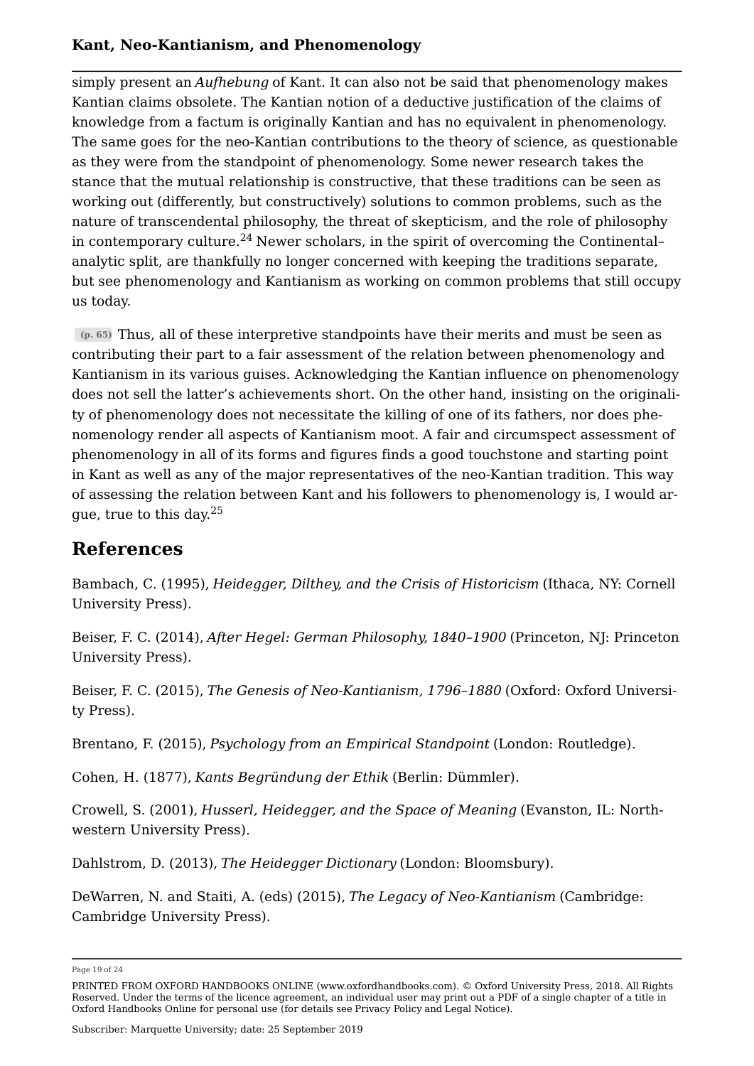simply present an *Aufhebung* of Kant. It can also not be said that phenomenology makes Kantian claims obsolete. The Kantian notion of a deductive justification of the claims of knowledge from a factum is originally Kantian and has no equivalent in phenomenology. The same goes for the neo-Kantian contributions to the theory of science, as questionable as they were from the standpoint of phenomenology. Some newer research takes the stance that the mutual relationship is constructive, that these traditions can be seen as working out (differently, but constructively) solutions to common problems, such as the nature of transcendental philosophy, the threat of skepticism, and the role of philosophy in contemporary culture.[24] Newer scholars, in the spirit of overcoming the Continental–analytic split, are thankfully no longer concerned with keeping the traditions separate, but see phenomenology and Kantianism as working on common problems that still occupy us today.

(p. 65) Thus, all of these interpretive standpoints have their merits and must be seen as contributing their part to a fair assessment of the relation between phenomenology and Kantianism in its various guises. Acknowledging the Kantian influence on phenomenology does not sell the latter's achievements short. On the other hand, insisting on the originality of phenomenology does not necessitate the killing of one of its fathers, nor does phenomenology render all aspects of Kantianism moot. A fair and circumspect assessment of phenomenology in all of its forms and figures finds a good touchstone and starting point in Kant as well as any of the major representatives of the neo-Kantian tradition. This way of assessing the relation between Kant and his followers to phenomenology is, I would argue, true to this day.[25]

## References

Bambach, C. (1995), *Heidegger, Dilthey, and the Crisis of Historicism* (Ithaca, NY: Cornell University Press).

Beiser, F. C. (2014), *After Hegel: German Philosophy, 1840–1900* (Princeton, NJ: Princeton University Press).

Beiser, F. C. (2015), *The Genesis of Neo-Kantianism, 1796–1880* (Oxford: Oxford University Press).

Brentano, F. (2015), *Psychology from an Empirical Standpoint* (London: Routledge).

Cohen, H. (1877), *Kants Begründung der Ethik* (Berlin: Dümmler).

Crowell, S. (2001), *Husserl, Heidegger, and the Space of Meaning* (Evanston, IL: Northwestern University Press).

Dahlstrom, D. (2013), *The Heidegger Dictionary* (London: Bloomsbury).

DeWarren, N. and Staiti, A. (eds) (2015), *The Legacy of Neo-Kantianism* (Cambridge: Cambridge University Press).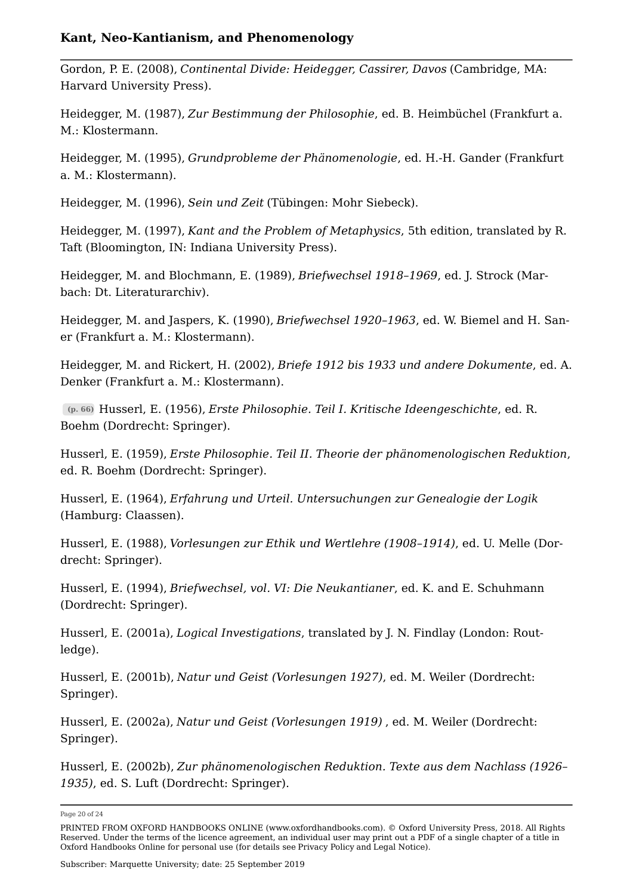Gordon, P. E. (2008), *Continental Divide: Heidegger, Cassirer, Davos* (Cambridge, MA: Harvard University Press).

Heidegger, M. (1987), *Zur Bestimmung der Philosophie*, ed. B. Heimbüchel (Frankfurt a. M.: Klostermann.

Heidegger, M. (1995), *Grundprobleme der Phänomenologie*, ed. H.-H. Gander (Frankfurt a. M.: Klostermann).

Heidegger, M. (1996), *Sein und Zeit* (Tübingen: Mohr Siebeck).

Heidegger, M. (1997), *Kant and the Problem of Metaphysics*, 5th edition, translated by R. Taft (Bloomington, IN: Indiana University Press).

Heidegger, M. and Blochmann, E. (1989), *Briefwechsel 1918–1969*, ed. J. Strock (Marbach: Dt. Literaturarchiv).

Heidegger, M. and Jaspers, K. (1990), *Briefwechsel 1920–1963*, ed. W. Biemel and H. Saner (Frankfurt a. M.: Klostermann).

Heidegger, M. and Rickert, H. (2002), *Briefe 1912 bis 1933 und andere Dokumente*, ed. A. Denker (Frankfurt a. M.: Klostermann).

(p. 66) Husserl, E. (1956), *Erste Philosophie. Teil I. Kritische Ideengeschichte*, ed. R. Boehm (Dordrecht: Springer).

Husserl, E. (1959), *Erste Philosophie. Teil II. Theorie der phänomenologischen Reduktion*, ed. R. Boehm (Dordrecht: Springer).

Husserl, E. (1964), *Erfahrung und Urteil. Untersuchungen zur Genealogie der Logik* (Hamburg: Claassen).

Husserl, E. (1988), *Vorlesungen zur Ethik und Wertlehre (1908–1914)*, ed. U. Melle (Dordrecht: Springer).

Husserl, E. (1994), *Briefwechsel, vol. VI: Die Neukantianer*, ed. K. and E. Schuhmann (Dordrecht: Springer).

Husserl, E. (2001a), *Logical Investigations*, translated by J. N. Findlay (London: Routledge).

Husserl, E. (2001b), *Natur und Geist (Vorlesungen 1927)*, ed. M. Weiler (Dordrecht: Springer).

Husserl, E. (2002a), *Natur und Geist (Vorlesungen 1919)* , ed. M. Weiler (Dordrecht: Springer).

Husserl, E. (2002b), *Zur phänomenologischen Reduktion. Texte aus dem Nachlass (1926–1935)*, ed. S. Luft (Dordrecht: Springer).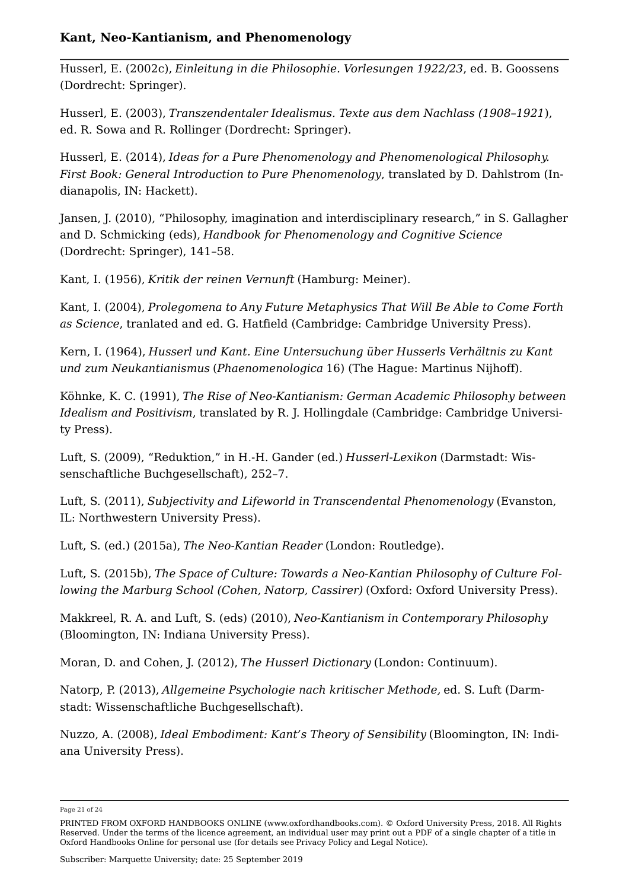Husserl, E. (2002c), *Einleitung in die Philosophie. Vorlesungen 1922/23*, ed. B. Goossens (Dordrecht: Springer).

Husserl, E. (2003), *Transzendentaler Idealismus. Texte aus dem Nachlass (1908–1921*), ed. R. Sowa and R. Rollinger (Dordrecht: Springer).

Husserl, E. (2014), *Ideas for a Pure Phenomenology and Phenomenological Philosophy. First Book: General Introduction to Pure Phenomenology*, translated by D. Dahlstrom (Indianapolis, IN: Hackett).

Jansen, J. (2010), "Philosophy, imagination and interdisciplinary research," in S. Gallagher and D. Schmicking (eds), *Handbook for Phenomenology and Cognitive Science* (Dordrecht: Springer), 141–58.

Kant, I. (1956), *Kritik der reinen Vernunft* (Hamburg: Meiner).

Kant, I. (2004), *Prolegomena to Any Future Metaphysics That Will Be Able to Come Forth as Science*, tranlated and ed. G. Hatfield (Cambridge: Cambridge University Press).

Kern, I. (1964), *Husserl und Kant. Eine Untersuchung über Husserls Verhältnis zu Kant und zum Neukantianismus* (*Phaenomenologica* 16) (The Hague: Martinus Nijhoff).

Köhnke, K. C. (1991), *The Rise of Neo-Kantianism: German Academic Philosophy between Idealism and Positivism*, translated by R. J. Hollingdale (Cambridge: Cambridge University Press).

Luft, S. (2009), "Reduktion," in H.-H. Gander (ed.) *Husserl-Lexikon* (Darmstadt: Wissenschaftliche Buchgesellschaft), 252–7.

Luft, S. (2011), *Subjectivity and Lifeworld in Transcendental Phenomenology* (Evanston, IL: Northwestern University Press).

Luft, S. (ed.) (2015a), *The Neo-Kantian Reader* (London: Routledge).

Luft, S. (2015b), *The Space of Culture: Towards a Neo-Kantian Philosophy of Culture Following the Marburg School (Cohen, Natorp, Cassirer)* (Oxford: Oxford University Press).

Makkreel, R. A. and Luft, S. (eds) (2010), *Neo-Kantianism in Contemporary Philosophy* (Bloomington, IN: Indiana University Press).

Moran, D. and Cohen, J. (2012), *The Husserl Dictionary* (London: Continuum).

Natorp, P. (2013), *Allgemeine Psychologie nach kritischer Methode,* ed. S. Luft (Darmstadt: Wissenschaftliche Buchgesellschaft).

Nuzzo, A. (2008), *Ideal Embodiment: Kant's Theory of Sensibility* (Bloomington, IN: Indiana University Press).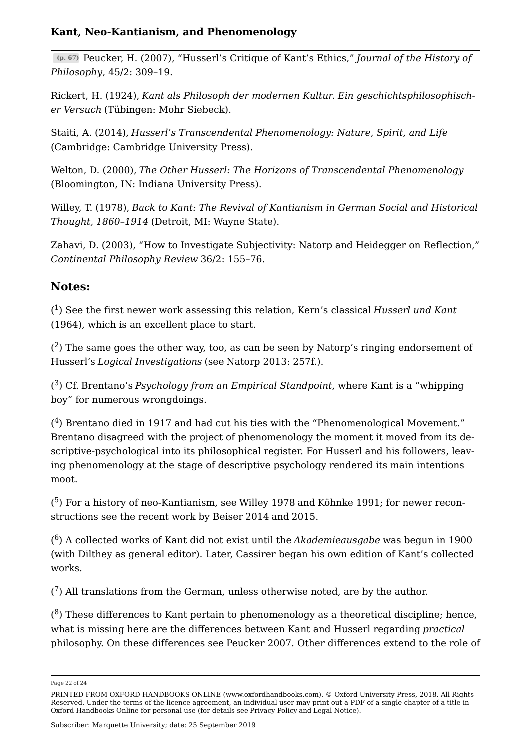(p. 67) Peucker, H. (2007), “Husserl’s Critique of Kant’s Ethics,” *Journal of the History of Philosophy*, 45/2: 309–19.

Rickert, H. (1924), *Kant als Philosoph der modernen Kultur. Ein geschichtsphilosophischer Versuch* (Tübingen: Mohr Siebeck).

Staiti, A. (2014), *Husserl’s Transcendental Phenomenology: Nature, Spirit, and Life* (Cambridge: Cambridge University Press).

Welton, D. (2000), *The Other Husserl: The Horizons of Transcendental Phenomenology* (Bloomington, IN: Indiana University Press).

Willey, T. (1978), *Back to Kant: The Revival of Kantianism in German Social and Historical Thought, 1860–1914* (Detroit, MI: Wayne State).

Zahavi, D. (2003), “How to Investigate Subjectivity: Natorp and Heidegger on Reflection,” *Continental Philosophy Review* 36/2: 155–76.

## Notes:

([1]) See the first newer work assessing this relation, Kern’s classical *Husserl und Kant* (1964), which is an excellent place to start.

([2]) The same goes the other way, too, as can be seen by Natorp’s ringing endorsement of Husserl’s *Logical Investigations* (see Natorp 2013: 257f.).

([3]) Cf. Brentano’s *Psychology from an Empirical Standpoint*, where Kant is a “whipping boy” for numerous wrongdoings.

([4]) Brentano died in 1917 and had cut his ties with the “Phenomenological Movement.” Brentano disagreed with the project of phenomenology the moment it moved from its descriptive-psychological into its philosophical register. For Husserl and his followers, leaving phenomenology at the stage of descriptive psychology rendered its main intentions moot.

([5]) For a history of neo-Kantianism, see Willey 1978 and Köhnke 1991; for newer reconstructions see the recent work by Beiser 2014 and 2015.

([6]) A collected works of Kant did not exist until the *Akademieausgabe* was begun in 1900 (with Dilthey as general editor). Later, Cassirer began his own edition of Kant’s collected works.

([7]) All translations from the German, unless otherwise noted, are by the author.

([8]) These differences to Kant pertain to phenomenology as a theoretical discipline; hence, what is missing here are the differences between Kant and Husserl regarding *practical* philosophy. On these differences see Peucker 2007. Other differences extend to the role of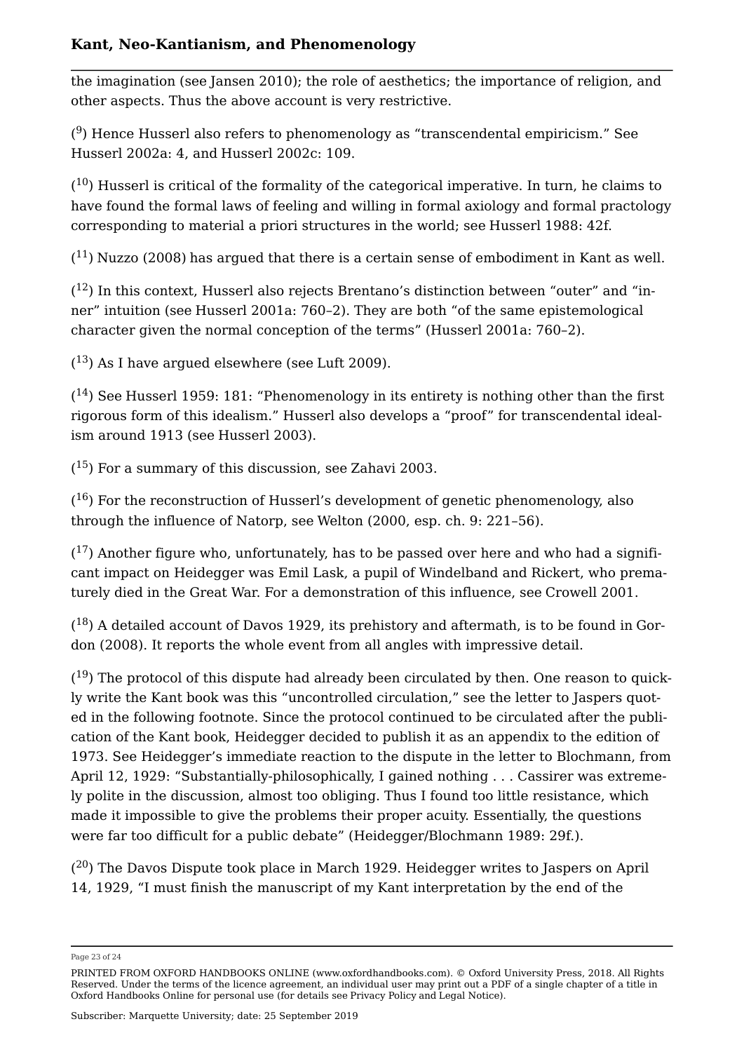the imagination (see Jansen 2010); the role of aesthetics; the importance of religion, and other aspects. Thus the above account is very restrictive.

([9]) Hence Husserl also refers to phenomenology as "transcendental empiricism." See Husserl 2002a: 4, and Husserl 2002c: 109.

([10]) Husserl is critical of the formality of the categorical imperative. In turn, he claims to have found the formal laws of feeling and willing in formal axiology and formal practology corresponding to material a priori structures in the world; see Husserl 1988: 42f.

([11]) Nuzzo (2008) has argued that there is a certain sense of embodiment in Kant as well.

([12]) In this context, Husserl also rejects Brentano's distinction between "outer" and "inner" intuition (see Husserl 2001a: 760–2). They are both "of the same epistemological character given the normal conception of the terms" (Husserl 2001a: 760–2).

([13]) As I have argued elsewhere (see Luft 2009).

([14]) See Husserl 1959: 181: "Phenomenology in its entirety is nothing other than the first rigorous form of this idealism." Husserl also develops a "proof" for transcendental idealism around 1913 (see Husserl 2003).

([15]) For a summary of this discussion, see Zahavi 2003.

([16]) For the reconstruction of Husserl's development of genetic phenomenology, also through the influence of Natorp, see Welton (2000, esp. ch. 9: 221–56).

([17]) Another figure who, unfortunately, has to be passed over here and who had a significant impact on Heidegger was Emil Lask, a pupil of Windelband and Rickert, who prematurely died in the Great War. For a demonstration of this influence, see Crowell 2001.

([18]) A detailed account of Davos 1929, its prehistory and aftermath, is to be found in Gordon (2008). It reports the whole event from all angles with impressive detail.

([19]) The protocol of this dispute had already been circulated by then. One reason to quickly write the Kant book was this "uncontrolled circulation," see the letter to Jaspers quoted in the following footnote. Since the protocol continued to be circulated after the publication of the Kant book, Heidegger decided to publish it as an appendix to the edition of 1973. See Heidegger's immediate reaction to the dispute in the letter to Blochmann, from April 12, 1929: "Substantially-philosophically, I gained nothing . . . Cassirer was extremely polite in the discussion, almost too obliging. Thus I found too little resistance, which made it impossible to give the problems their proper acuity. Essentially, the questions were far too difficult for a public debate" (Heidegger/Blochmann 1989: 29f.).

([20]) The Davos Dispute took place in March 1929. Heidegger writes to Jaspers on April 14, 1929, "I must finish the manuscript of my Kant interpretation by the end of the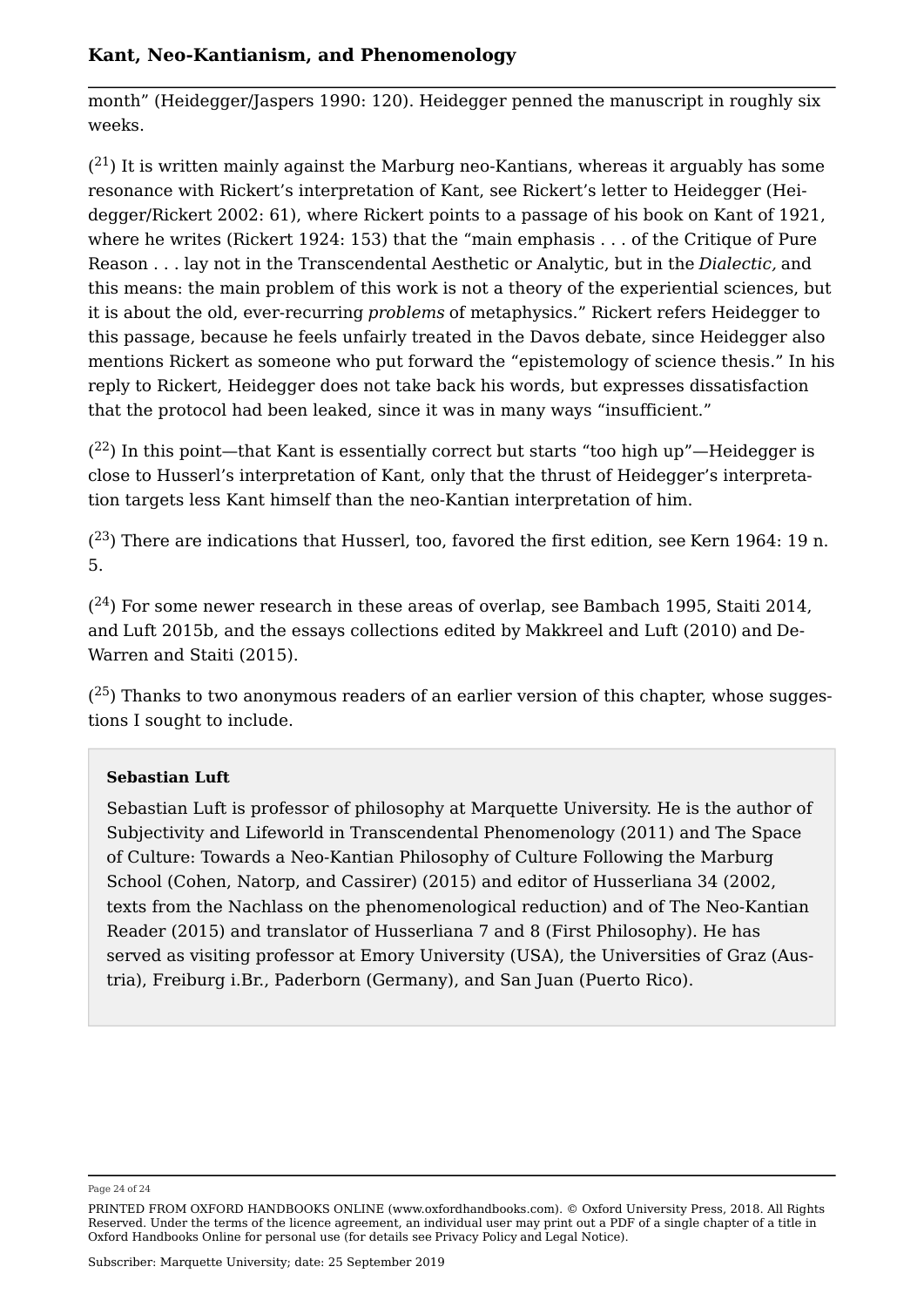month" (Heidegger/Jaspers 1990: 120). Heidegger penned the manuscript in roughly six weeks.

([21]) It is written mainly against the Marburg neo-Kantians, whereas it arguably has some resonance with Rickert's interpretation of Kant, see Rickert's letter to Heidegger (Heidegger/Rickert 2002: 61), where Rickert points to a passage of his book on Kant of 1921, where he writes (Rickert 1924: 153) that the "main emphasis . . . of the Critique of Pure Reason . . . lay not in the Transcendental Aesthetic or Analytic, but in the *Dialectic,* and this means: the main problem of this work is not a theory of the experiential sciences, but it is about the old, ever-recurring *problems* of metaphysics." Rickert refers Heidegger to this passage, because he feels unfairly treated in the Davos debate, since Heidegger also mentions Rickert as someone who put forward the "epistemology of science thesis." In his reply to Rickert, Heidegger does not take back his words, but expresses dissatisfaction that the protocol had been leaked, since it was in many ways "insufficient."

([22]) In this point—that Kant is essentially correct but starts "too high up"—Heidegger is close to Husserl's interpretation of Kant, only that the thrust of Heidegger's interpretation targets less Kant himself than the neo-Kantian interpretation of him.

([23]) There are indications that Husserl, too, favored the first edition, see Kern 1964: 19 n. 5.

([24]) For some newer research in these areas of overlap, see Bambach 1995, Staiti 2014, and Luft 2015b, and the essays collections edited by Makkreel and Luft (2010) and DeWarren and Staiti (2015).

([25]) Thanks to two anonymous readers of an earlier version of this chapter, whose suggestions I sought to include.

**Sebastian Luft**

Sebastian Luft is professor of philosophy at Marquette University. He is the author of Subjectivity and Lifeworld in Transcendental Phenomenology (2011) and The Space of Culture: Towards a Neo-Kantian Philosophy of Culture Following the Marburg School (Cohen, Natorp, and Cassirer) (2015) and editor of Husserliana 34 (2002, texts from the Nachlass on the phenomenological reduction) and of The Neo-Kantian Reader (2015) and translator of Husserliana 7 and 8 (First Philosophy). He has served as visiting professor at Emory University (USA), the Universities of Graz (Austria), Freiburg i.Br., Paderborn (Germany), and San Juan (Puerto Rico).